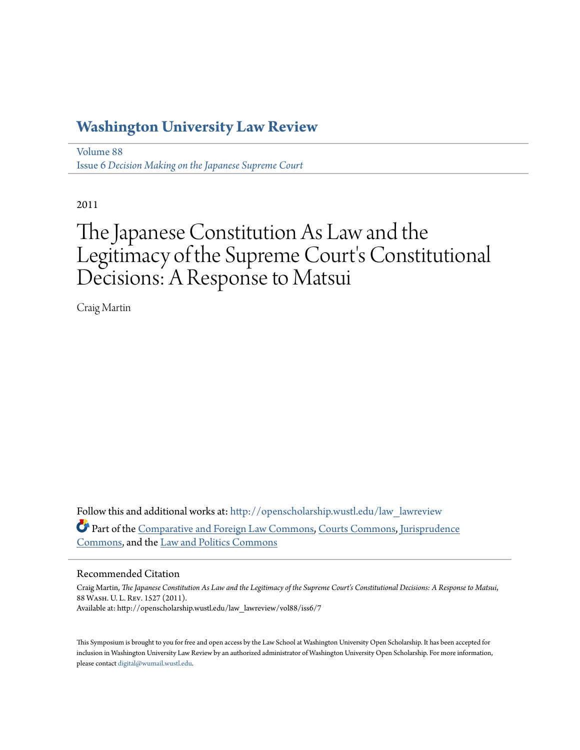# Washington University Law Review

Volume 88
Issue 6 *Decision Making on the Japanese Supreme Court*

2011

# The Japanese Constitution As Law and the Legitimacy of the Supreme Court's Constitutional Decisions: A Response to Matsui

Craig Martin

Follow this and additional works at: http://openscholarship.wustl.edu/law_lawreview

Part of the Comparative and Foreign Law Commons, Courts Commons, Jurisprudence Commons, and the Law and Politics Commons

## Recommended Citation

Craig Martin, *The Japanese Constitution As Law and the Legitimacy of the Supreme Court's Constitutional Decisions: A Response to Matsui*, 88 Wash. U. L. Rev. 1527 (2011).
Available at: http://openscholarship.wustl.edu/law_lawreview/vol88/iss6/7

This Symposium is brought to you for free and open access by the Law School at Washington University Open Scholarship. It has been accepted for inclusion in Washington University Law Review by an authorized administrator of Washington University Open Scholarship. For more information, please contact digital@wumail.wustl.edu.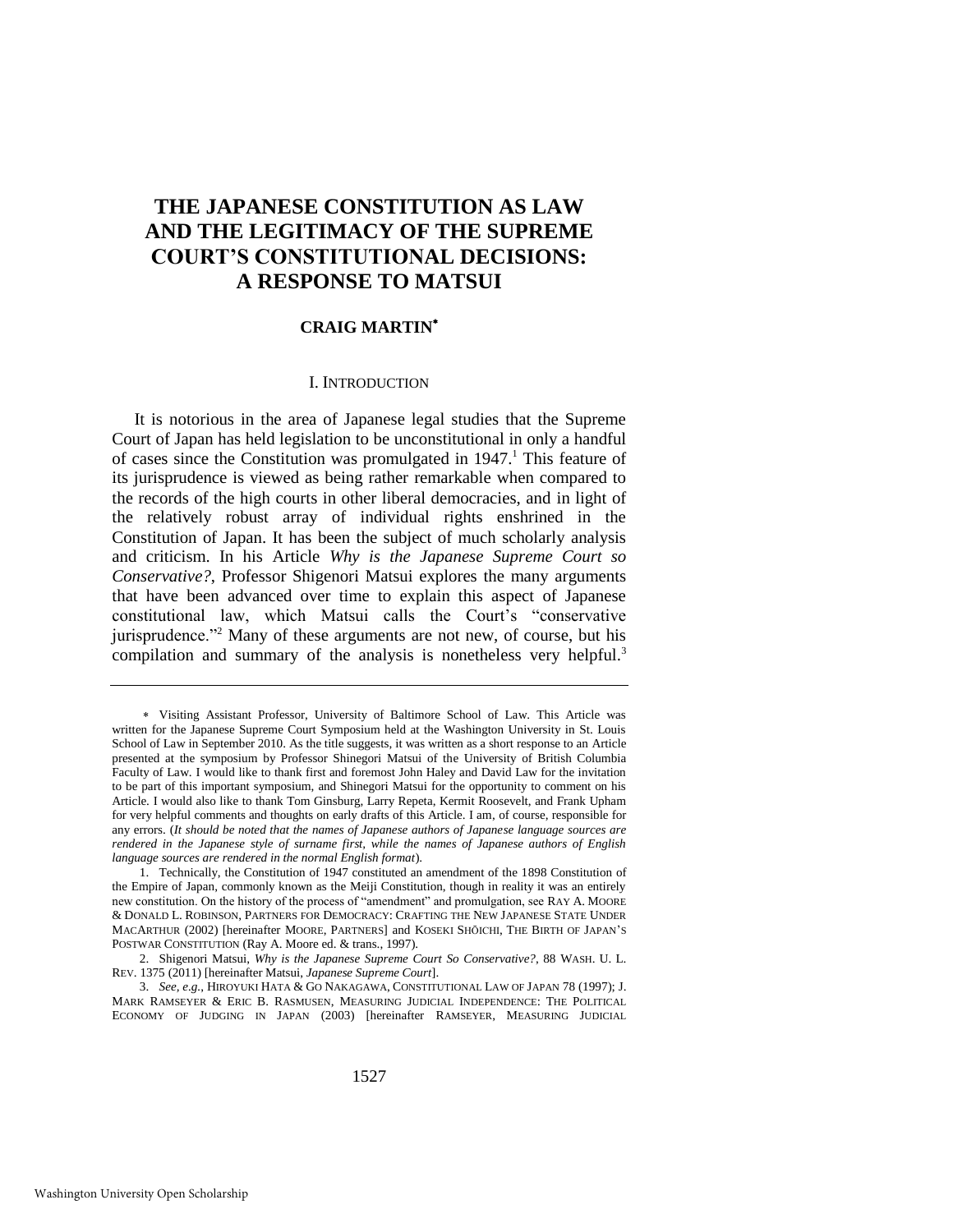# THE JAPANESE CONSTITUTION AS LAW AND THE LEGITIMACY OF THE SUPREME COURT'S CONSTITUTIONAL DECISIONS: A RESPONSE TO MATSUI

**CRAIG MARTIN***

## I. INTRODUCTION

It is notorious in the area of Japanese legal studies that the Supreme Court of Japan has held legislation to be unconstitutional in only a handful of cases since the Constitution was promulgated in 1947.[1] This feature of its jurisprudence is viewed as being rather remarkable when compared to the records of the high courts in other liberal democracies, and in light of the relatively robust array of individual rights enshrined in the Constitution of Japan. It has been the subject of much scholarly analysis and criticism. In his Article *Why is the Japanese Supreme Court so Conservative?*, Professor Shigenori Matsui explores the many arguments that have been advanced over time to explain this aspect of Japanese constitutional law, which Matsui calls the Court's "conservative jurisprudence."[2] Many of these arguments are not new, of course, but his compilation and summary of the analysis is nonetheless very helpful.[3]

---

\* Visiting Assistant Professor, University of Baltimore School of Law. This Article was written for the Japanese Supreme Court Symposium held at the Washington University in St. Louis School of Law in September 2010. As the title suggests, it was written as a short response to an Article presented at the symposium by Professor Shinegori Matsui of the University of British Columbia Faculty of Law. I would like to thank first and foremost John Haley and David Law for the invitation to be part of this important symposium, and Shinegori Matsui for the opportunity to comment on his Article. I would also like to thank Tom Ginsburg, Larry Repeta, Kermit Roosevelt, and Frank Upham for very helpful comments and thoughts on early drafts of this Article. I am, of course, responsible for any errors. (*It should be noted that the names of Japanese authors of Japanese language sources are rendered in the Japanese style of surname first, while the names of Japanese authors of English language sources are rendered in the normal English format*).

1. Technically, the Constitution of 1947 constituted an amendment of the 1898 Constitution of the Empire of Japan, commonly known as the Meiji Constitution, though in reality it was an entirely new constitution. On the history of the process of "amendment" and promulgation, see RAY A. MOORE & DONALD L. ROBINSON, PARTNERS FOR DEMOCRACY: CRAFTING THE NEW JAPANESE STATE UNDER MACARTHUR (2002) [hereinafter MOORE, PARTNERS] and KOSEKI SHŌICHI, THE BIRTH OF JAPAN'S POSTWAR CONSTITUTION (Ray A. Moore ed. & trans., 1997).

2. Shigenori Matsui, *Why is the Japanese Supreme Court So Conservative?*, 88 WASH. U. L. REV. 1375 (2011) [hereinafter Matsui, *Japanese Supreme Court*].

3. *See, e.g.*, HIROYUKI HATA & GO NAKAGAWA, CONSTITUTIONAL LAW OF JAPAN 78 (1997); J. MARK RAMSEYER & ERIC B. RASMUSEN, MEASURING JUDICIAL INDEPENDENCE: THE POLITICAL ECONOMY OF JUDGING IN JAPAN (2003) [hereinafter RAMSEYER, MEASURING JUDICIAL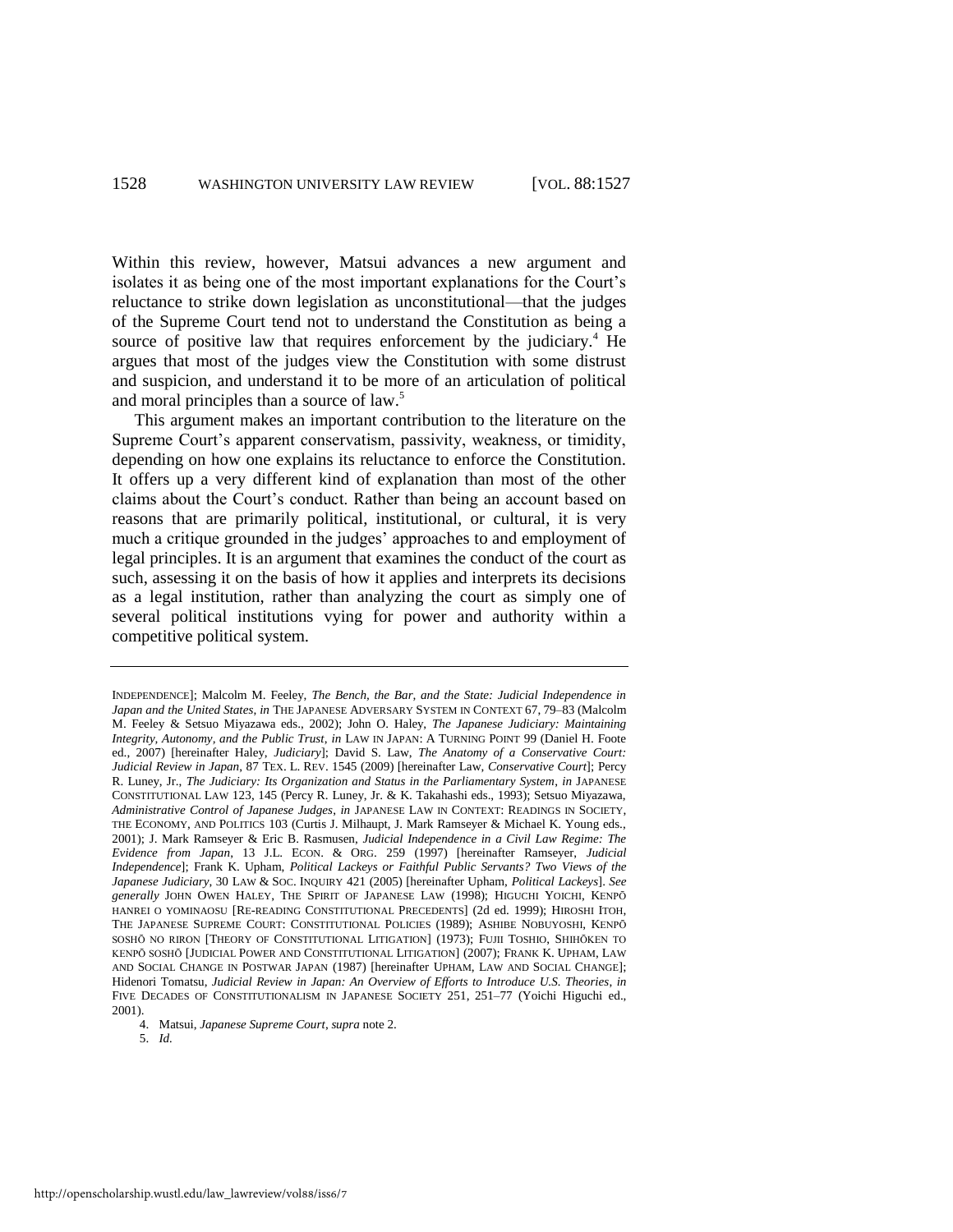Within this review, however, Matsui advances a new argument and isolates it as being one of the most important explanations for the Court's reluctance to strike down legislation as unconstitutional—that the judges of the Supreme Court tend not to understand the Constitution as being a source of positive law that requires enforcement by the judiciary.[4] He argues that most of the judges view the Constitution with some distrust and suspicion, and understand it to be more of an articulation of political and moral principles than a source of law.[5]

This argument makes an important contribution to the literature on the Supreme Court's apparent conservatism, passivity, weakness, or timidity, depending on how one explains its reluctance to enforce the Constitution. It offers up a very different kind of explanation than most of the other claims about the Court's conduct. Rather than being an account based on reasons that are primarily political, institutional, or cultural, it is very much a critique grounded in the judges' approaches to and employment of legal principles. It is an argument that examines the conduct of the court as such, assessing it on the basis of how it applies and interprets its decisions as a legal institution, rather than analyzing the court as simply one of several political institutions vying for power and authority within a competitive political system.

---

INDEPENDENCE]; Malcolm M. Feeley, *The Bench, the Bar, and the State: Judicial Independence in Japan and the United States*, *in* THE JAPANESE ADVERSARY SYSTEM IN CONTEXT 67, 79–83 (Malcolm M. Feeley & Setsuo Miyazawa eds., 2002); John O. Haley, *The Japanese Judiciary: Maintaining Integrity, Autonomy, and the Public Trust*, *in* LAW IN JAPAN: A TURNING POINT 99 (Daniel H. Foote ed., 2007) [hereinafter Haley, *Judiciary*]; David S. Law, *The Anatomy of a Conservative Court: Judicial Review in Japan*, 87 TEX. L. REV. 1545 (2009) [hereinafter Law, *Conservative Court*]; Percy R. Luney, Jr., *The Judiciary: Its Organization and Status in the Parliamentary System*, *in* JAPANESE CONSTITUTIONAL LAW 123, 145 (Percy R. Luney, Jr. & K. Takahashi eds., 1993); Setsuo Miyazawa, *Administrative Control of Japanese Judges*, *in* JAPANESE LAW IN CONTEXT: READINGS IN SOCIETY, THE ECONOMY, AND POLITICS 103 (Curtis J. Milhaupt, J. Mark Ramseyer & Michael K. Young eds., 2001); J. Mark Ramseyer & Eric B. Rasmusen, *Judicial Independence in a Civil Law Regime: The Evidence from Japan*, 13 J.L. ECON. & ORG. 259 (1997) [hereinafter Ramseyer, *Judicial Independence*]; Frank K. Upham, *Political Lackeys or Faithful Public Servants? Two Views of the Japanese Judiciary*, 30 LAW & SOC. INQUIRY 421 (2005) [hereinafter Upham, *Political Lackeys*]. *See generally* JOHN OWEN HALEY, THE SPIRIT OF JAPANESE LAW (1998); HIGUCHI YOICHI, KENPŌ HANREI O YOMINAOSU [RE-READING CONSTITUTIONAL PRECEDENTS] (2d ed. 1999); HIROSHI ITOH, THE JAPANESE SUPREME COURT: CONSTITUTIONAL POLICIES (1989); ASHIBE NOBUYOSHI, KENPŌ SOSHŌ NO RIRON [THEORY OF CONSTITUTIONAL LITIGATION] (1973); FUJII TOSHIO, SHIHŌKEN TO KENPŌ SOSHŌ [JUDICIAL POWER AND CONSTITUTIONAL LITIGATION] (2007); FRANK K. UPHAM, LAW AND SOCIAL CHANGE IN POSTWAR JAPAN (1987) [hereinafter UPHAM, LAW AND SOCIAL CHANGE]; Hidenori Tomatsu, *Judicial Review in Japan: An Overview of Efforts to Introduce U.S. Theories*, *in* FIVE DECADES OF CONSTITUTIONALISM IN JAPANESE SOCIETY 251, 251–77 (Yoichi Higuchi ed., 2001).

4. Matsui, *Japanese Supreme Court*, *supra* note 2.

5. *Id.*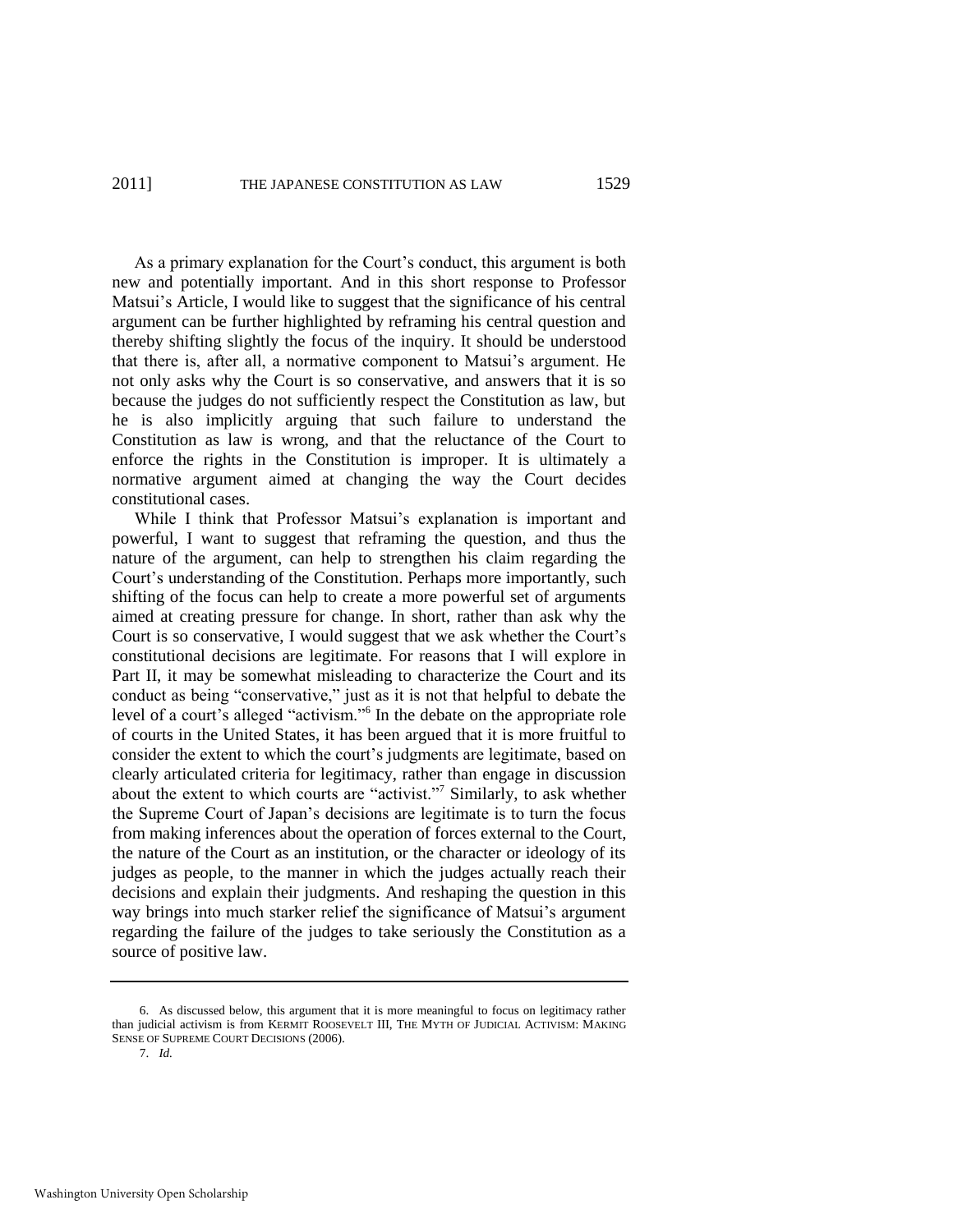As a primary explanation for the Court's conduct, this argument is both new and potentially important. And in this short response to Professor Matsui's Article, I would like to suggest that the significance of his central argument can be further highlighted by reframing his central question and thereby shifting slightly the focus of the inquiry. It should be understood that there is, after all, a normative component to Matsui's argument. He not only asks why the Court is so conservative, and answers that it is so because the judges do not sufficiently respect the Constitution as law, but he is also implicitly arguing that such failure to understand the Constitution as law is wrong, and that the reluctance of the Court to enforce the rights in the Constitution is improper. It is ultimately a normative argument aimed at changing the way the Court decides constitutional cases.

While I think that Professor Matsui's explanation is important and powerful, I want to suggest that reframing the question, and thus the nature of the argument, can help to strengthen his claim regarding the Court's understanding of the Constitution. Perhaps more importantly, such shifting of the focus can help to create a more powerful set of arguments aimed at creating pressure for change. In short, rather than ask why the Court is so conservative, I would suggest that we ask whether the Court's constitutional decisions are legitimate. For reasons that I will explore in Part II, it may be somewhat misleading to characterize the Court and its conduct as being "conservative," just as it is not that helpful to debate the level of a court's alleged "activism."[6] In the debate on the appropriate role of courts in the United States, it has been argued that it is more fruitful to consider the extent to which the court's judgments are legitimate, based on clearly articulated criteria for legitimacy, rather than engage in discussion about the extent to which courts are "activist."[7] Similarly, to ask whether the Supreme Court of Japan's decisions are legitimate is to turn the focus from making inferences about the operation of forces external to the Court, the nature of the Court as an institution, or the character or ideology of its judges as people, to the manner in which the judges actually reach their decisions and explain their judgments. And reshaping the question in this way brings into much starker relief the significance of Matsui's argument regarding the failure of the judges to take seriously the Constitution as a source of positive law.

---

6. As discussed below, this argument that it is more meaningful to focus on legitimacy rather than judicial activism is from KERMIT ROOSEVELT III, THE MYTH OF JUDICIAL ACTIVISM: MAKING SENSE OF SUPREME COURT DECISIONS (2006).

7. *Id.*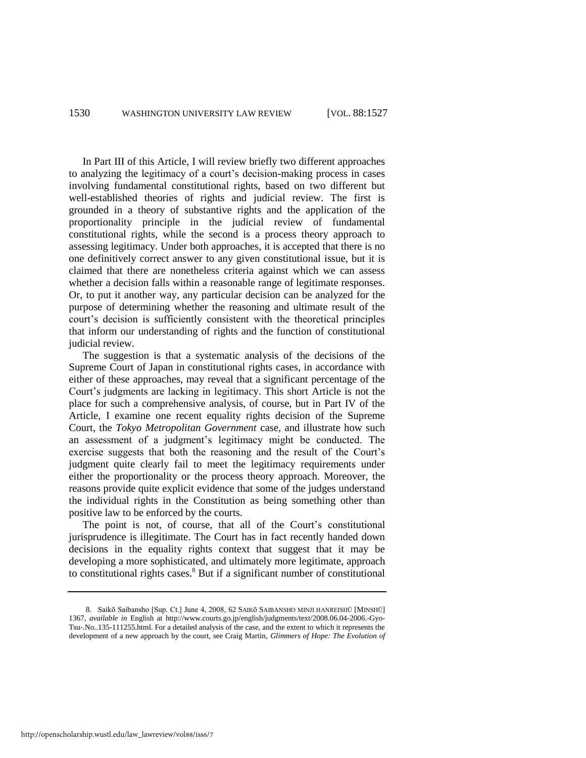In Part III of this Article, I will review briefly two different approaches to analyzing the legitimacy of a court's decision-making process in cases involving fundamental constitutional rights, based on two different but well-established theories of rights and judicial review. The first is grounded in a theory of substantive rights and the application of the proportionality principle in the judicial review of fundamental constitutional rights, while the second is a process theory approach to assessing legitimacy. Under both approaches, it is accepted that there is no one definitively correct answer to any given constitutional issue, but it is claimed that there are nonetheless criteria against which we can assess whether a decision falls within a reasonable range of legitimate responses. Or, to put it another way, any particular decision can be analyzed for the purpose of determining whether the reasoning and ultimate result of the court's decision is sufficiently consistent with the theoretical principles that inform our understanding of rights and the function of constitutional judicial review.

The suggestion is that a systematic analysis of the decisions of the Supreme Court of Japan in constitutional rights cases, in accordance with either of these approaches, may reveal that a significant percentage of the Court's judgments are lacking in legitimacy. This short Article is not the place for such a comprehensive analysis, of course, but in Part IV of the Article, I examine one recent equality rights decision of the Supreme Court, the *Tokyo Metropolitan Government* case, and illustrate how such an assessment of a judgment's legitimacy might be conducted. The exercise suggests that both the reasoning and the result of the Court's judgment quite clearly fail to meet the legitimacy requirements under either the proportionality or the process theory approach. Moreover, the reasons provide quite explicit evidence that some of the judges understand the individual rights in the Constitution as being something other than positive law to be enforced by the courts.

The point is not, of course, that all of the Court's constitutional jurisprudence is illegitimate. The Court has in fact recently handed down decisions in the equality rights context that suggest that it may be developing a more sophisticated, and ultimately more legitimate, approach to constitutional rights cases.[8] But if a significant number of constitutional

---

8. Saikō Saibansho [Sup. Ct.] June 4, 2008, 62 SAIKō SAIBANSHO MINJI HANREISHŪ [MINSHŪ] 1367, *available in* English at http://www.courts.go.jp/english/judgments/text/2008.06.04-2006.-Gyo-Tsu-.No..135-111255.html. For a detailed analysis of the case, and the extent to which it represents the development of a new approach by the court, see Craig Martin, *Glimmers of Hope: The Evolution of*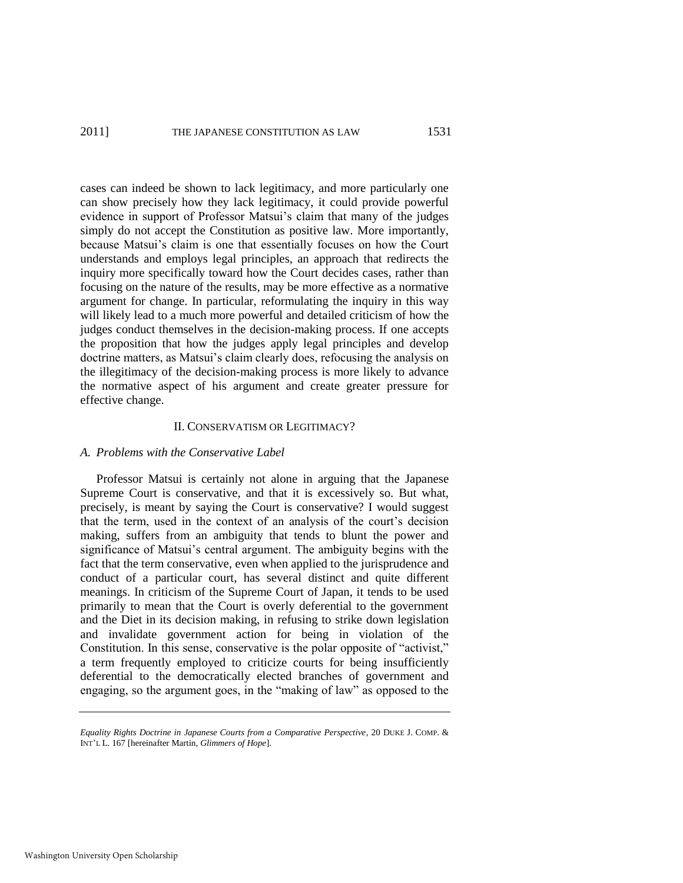cases can indeed be shown to lack legitimacy, and more particularly one can show precisely how they lack legitimacy, it could provide powerful evidence in support of Professor Matsui's claim that many of the judges simply do not accept the Constitution as positive law. More importantly, because Matsui's claim is one that essentially focuses on how the Court understands and employs legal principles, an approach that redirects the inquiry more specifically toward how the Court decides cases, rather than focusing on the nature of the results, may be more effective as a normative argument for change. In particular, reformulating the inquiry in this way will likely lead to a much more powerful and detailed criticism of how the judges conduct themselves in the decision-making process. If one accepts the proposition that how the judges apply legal principles and develop doctrine matters, as Matsui's claim clearly does, refocusing the analysis on the illegitimacy of the decision-making process is more likely to advance the normative aspect of his argument and create greater pressure for effective change.

## II. CONSERVATISM OR LEGITIMACY?

### *A. Problems with the Conservative Label*

Professor Matsui is certainly not alone in arguing that the Japanese Supreme Court is conservative, and that it is excessively so. But what, precisely, is meant by saying the Court is conservative? I would suggest that the term, used in the context of an analysis of the court's decision making, suffers from an ambiguity that tends to blunt the power and significance of Matsui's central argument. The ambiguity begins with the fact that the term conservative, even when applied to the jurisprudence and conduct of a particular court, has several distinct and quite different meanings. In criticism of the Supreme Court of Japan, it tends to be used primarily to mean that the Court is overly deferential to the government and the Diet in its decision making, in refusing to strike down legislation and invalidate government action for being in violation of the Constitution. In this sense, conservative is the polar opposite of "activist," a term frequently employed to criticize courts for being insufficiently deferential to the democratically elected branches of government and engaging, so the argument goes, in the "making of law" as opposed to the

---

*Equality Rights Doctrine in Japanese Courts from a Comparative Perspective*, 20 DUKE J. COMP. & INT'L L. 167 [hereinafter Martin, *Glimmers of Hope*].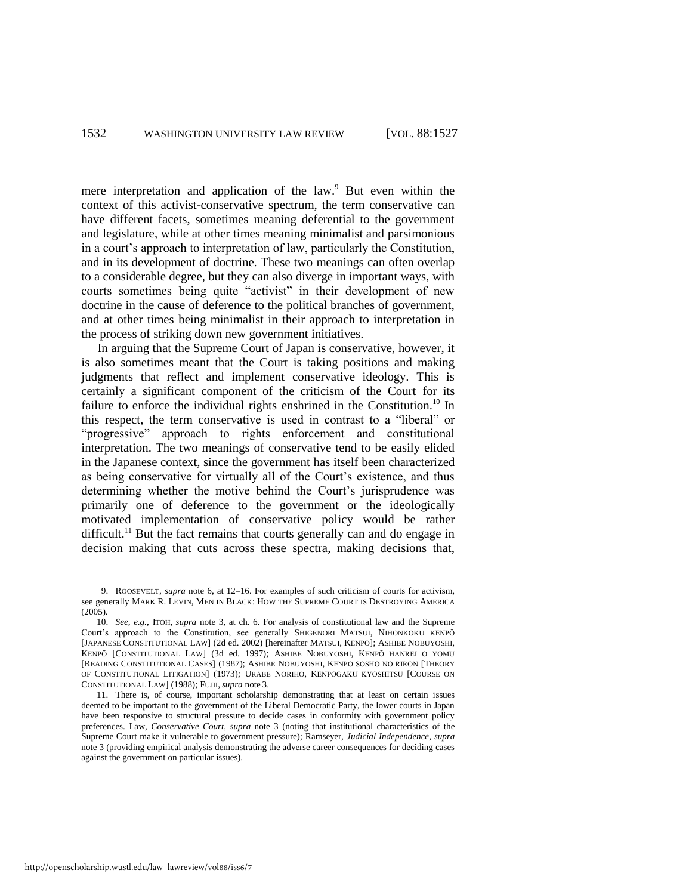mere interpretation and application of the law.[9] But even within the context of this activist-conservative spectrum, the term conservative can have different facets, sometimes meaning deferential to the government and legislature, while at other times meaning minimalist and parsimonious in a court's approach to interpretation of law, particularly the Constitution, and in its development of doctrine. These two meanings can often overlap to a considerable degree, but they can also diverge in important ways, with courts sometimes being quite "activist" in their development of new doctrine in the cause of deference to the political branches of government, and at other times being minimalist in their approach to interpretation in the process of striking down new government initiatives.

In arguing that the Supreme Court of Japan is conservative, however, it is also sometimes meant that the Court is taking positions and making judgments that reflect and implement conservative ideology. This is certainly a significant component of the criticism of the Court for its failure to enforce the individual rights enshrined in the Constitution.[10] In this respect, the term conservative is used in contrast to a "liberal" or "progressive" approach to rights enforcement and constitutional interpretation. The two meanings of conservative tend to be easily elided in the Japanese context, since the government has itself been characterized as being conservative for virtually all of the Court's existence, and thus determining whether the motive behind the Court's jurisprudence was primarily one of deference to the government or the ideologically motivated implementation of conservative policy would be rather difficult.[11] But the fact remains that courts generally can and do engage in decision making that cuts across these spectra, making decisions that,

---

9. ROOSEVELT, *supra* note 6, at 12–16. For examples of such criticism of courts for activism, see generally MARK R. LEVIN, MEN IN BLACK: HOW THE SUPREME COURT IS DESTROYING AMERICA (2005).

10. *See, e.g.*, ITOH, *supra* note 3, at ch. 6. For analysis of constitutional law and the Supreme Court's approach to the Constitution, see generally SHIGENORI MATSUI, NIHONKOKU KENPŌ [JAPANESE CONSTITUTIONAL LAW] (2d ed. 2002) [hereinafter MATSUI, KENPŌ]; ASHIBE NOBUYOSHI, KENPŌ [CONSTITUTIONAL LAW] (3d ed. 1997); ASHIBE NOBUYOSHI, KENPŌ HANREI O YOMU [READING CONSTITUTIONAL CASES] (1987); ASHIBE NOBUYOSHI, KENPŌ SOSHŌ NO RIRON [THEORY OF CONSTITUTIONAL LITIGATION] (1973); URABE NORIHO, KENPŌGAKU KYŌSHITSU [COURSE ON CONSTITUTIONAL LAW] (1988); FUJII, *supra* note 3.

11. There is, of course, important scholarship demonstrating that at least on certain issues deemed to be important to the government of the Liberal Democratic Party, the lower courts in Japan have been responsive to structural pressure to decide cases in conformity with government policy preferences. Law, *Conservative Court*, *supra* note 3 (noting that institutional characteristics of the Supreme Court make it vulnerable to government pressure); Ramseyer, *Judicial Independence*, *supra* note 3 (providing empirical analysis demonstrating the adverse career consequences for deciding cases against the government on particular issues).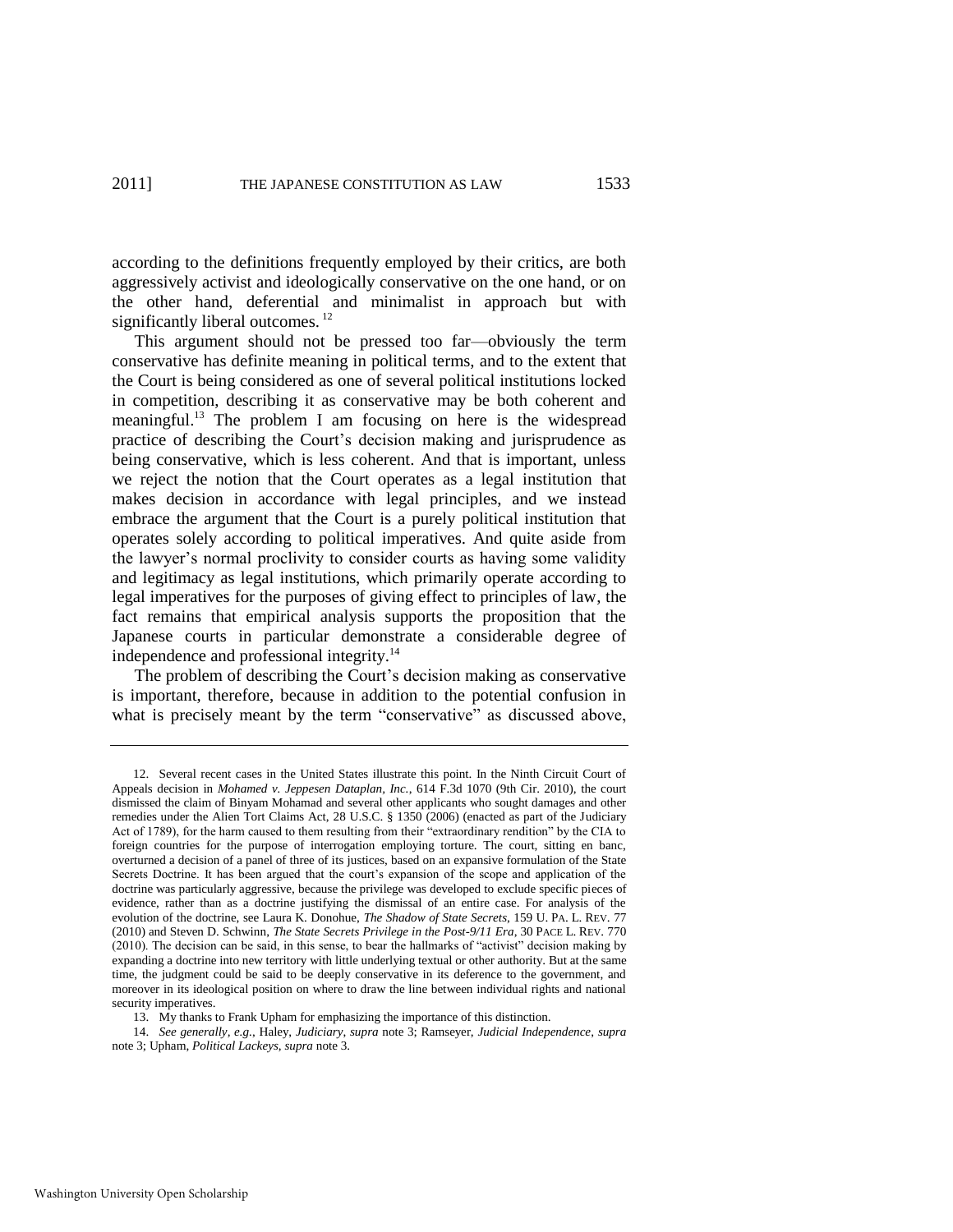according to the definitions frequently employed by their critics, are both aggressively activist and ideologically conservative on the one hand, or on the other hand, deferential and minimalist in approach but with significantly liberal outcomes.[12]

This argument should not be pressed too far—obviously the term conservative has definite meaning in political terms, and to the extent that the Court is being considered as one of several political institutions locked in competition, describing it as conservative may be both coherent and meaningful.[13] The problem I am focusing on here is the widespread practice of describing the Court's decision making and jurisprudence as being conservative, which is less coherent. And that is important, unless we reject the notion that the Court operates as a legal institution that makes decision in accordance with legal principles, and we instead embrace the argument that the Court is a purely political institution that operates solely according to political imperatives. And quite aside from the lawyer's normal proclivity to consider courts as having some validity and legitimacy as legal institutions, which primarily operate according to legal imperatives for the purposes of giving effect to principles of law, the fact remains that empirical analysis supports the proposition that the Japanese courts in particular demonstrate a considerable degree of independence and professional integrity.[14]

The problem of describing the Court's decision making as conservative is important, therefore, because in addition to the potential confusion in what is precisely meant by the term "conservative" as discussed above,

---

12. Several recent cases in the United States illustrate this point. In the Ninth Circuit Court of Appeals decision in *Mohamed v. Jeppesen Dataplan, Inc.*, 614 F.3d 1070 (9th Cir. 2010), the court dismissed the claim of Binyam Mohamad and several other applicants who sought damages and other remedies under the Alien Tort Claims Act, 28 U.S.C. § 1350 (2006) (enacted as part of the Judiciary Act of 1789), for the harm caused to them resulting from their "extraordinary rendition" by the CIA to foreign countries for the purpose of interrogation employing torture. The court, sitting en banc, overturned a decision of a panel of three of its justices, based on an expansive formulation of the State Secrets Doctrine. It has been argued that the court's expansion of the scope and application of the doctrine was particularly aggressive, because the privilege was developed to exclude specific pieces of evidence, rather than as a doctrine justifying the dismissal of an entire case. For analysis of the evolution of the doctrine, see Laura K. Donohue, *The Shadow of State Secrets*, 159 U. PA. L. REV. 77 (2010) and Steven D. Schwinn, *The State Secrets Privilege in the Post-9/11 Era*, 30 PACE L. REV. 770 (2010). The decision can be said, in this sense, to bear the hallmarks of "activist" decision making by expanding a doctrine into new territory with little underlying textual or other authority. But at the same time, the judgment could be said to be deeply conservative in its deference to the government, and moreover in its ideological position on where to draw the line between individual rights and national security imperatives.

13. My thanks to Frank Upham for emphasizing the importance of this distinction.

14. *See generally, e.g.*, Haley, *Judiciary*, *supra* note 3; Ramseyer, *Judicial Independence*, *supra* note 3; Upham, *Political Lackeys*, *supra* note 3.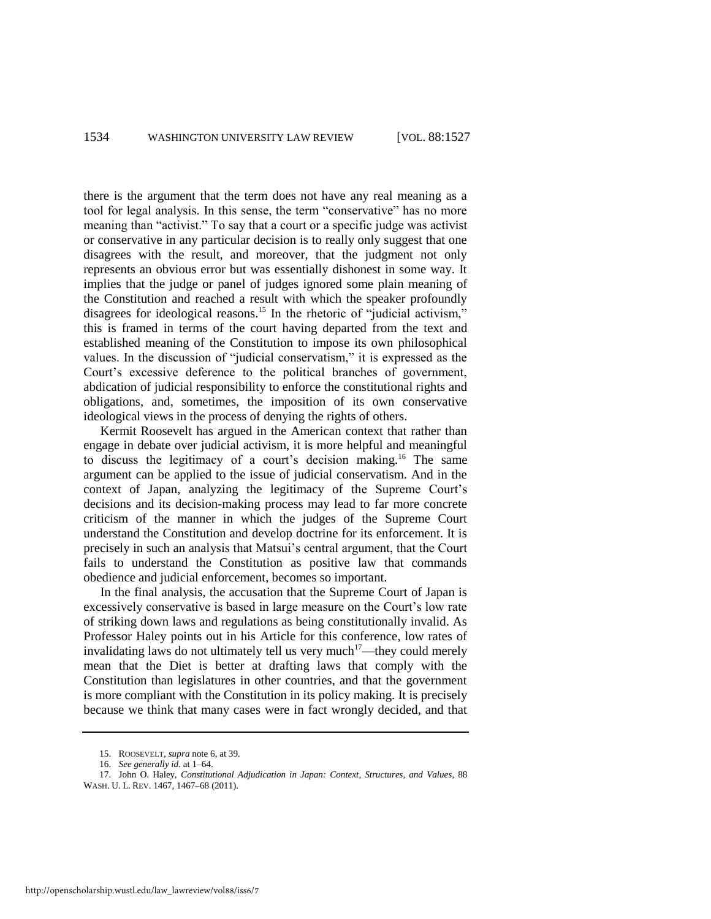there is the argument that the term does not have any real meaning as a tool for legal analysis. In this sense, the term "conservative" has no more meaning than "activist." To say that a court or a specific judge was activist or conservative in any particular decision is to really only suggest that one disagrees with the result, and moreover, that the judgment not only represents an obvious error but was essentially dishonest in some way. It implies that the judge or panel of judges ignored some plain meaning of the Constitution and reached a result with which the speaker profoundly disagrees for ideological reasons.[15] In the rhetoric of "judicial activism," this is framed in terms of the court having departed from the text and established meaning of the Constitution to impose its own philosophical values. In the discussion of "judicial conservatism," it is expressed as the Court's excessive deference to the political branches of government, abdication of judicial responsibility to enforce the constitutional rights and obligations, and, sometimes, the imposition of its own conservative ideological views in the process of denying the rights of others.

Kermit Roosevelt has argued in the American context that rather than engage in debate over judicial activism, it is more helpful and meaningful to discuss the legitimacy of a court's decision making.[16] The same argument can be applied to the issue of judicial conservatism. And in the context of Japan, analyzing the legitimacy of the Supreme Court's decisions and its decision-making process may lead to far more concrete criticism of the manner in which the judges of the Supreme Court understand the Constitution and develop doctrine for its enforcement. It is precisely in such an analysis that Matsui's central argument, that the Court fails to understand the Constitution as positive law that commands obedience and judicial enforcement, becomes so important.

In the final analysis, the accusation that the Supreme Court of Japan is excessively conservative is based in large measure on the Court's low rate of striking down laws and regulations as being constitutionally invalid. As Professor Haley points out in his Article for this conference, low rates of invalidating laws do not ultimately tell us very much[17]—they could merely mean that the Diet is better at drafting laws that comply with the Constitution than legislatures in other countries, and that the government is more compliant with the Constitution in its policy making. It is precisely because we think that many cases were in fact wrongly decided, and that

---

15. ROOSEVELT, *supra* note 6, at 39.

16. *See generally id.* at 1–64.

17. John O. Haley, *Constitutional Adjudication in Japan: Context, Structures, and Values*, 88 WASH. U. L. REV. 1467, 1467–68 (2011).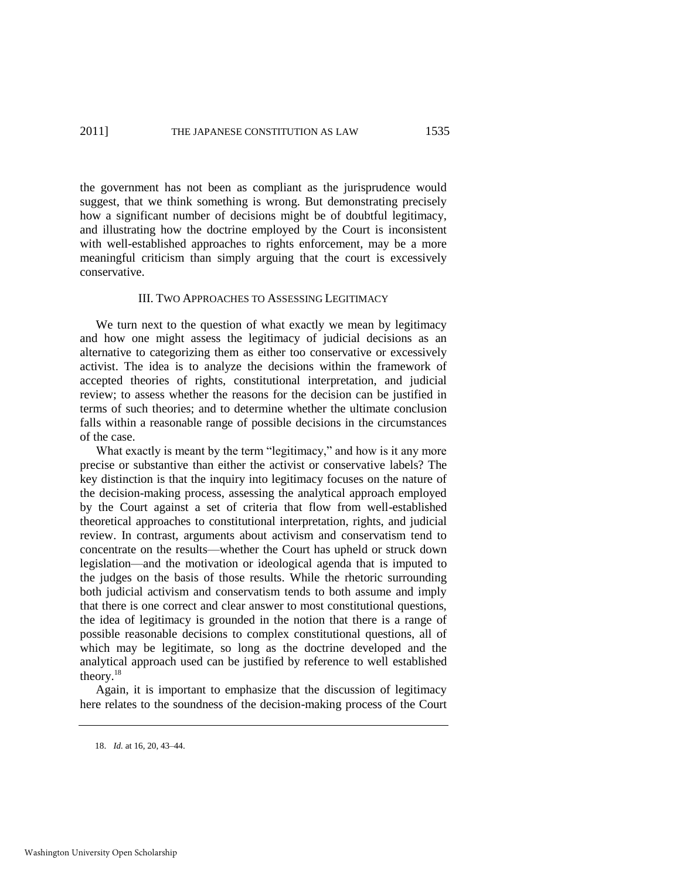the government has not been as compliant as the jurisprudence would suggest, that we think something is wrong. But demonstrating precisely how a significant number of decisions might be of doubtful legitimacy, and illustrating how the doctrine employed by the Court is inconsistent with well-established approaches to rights enforcement, may be a more meaningful criticism than simply arguing that the court is excessively conservative.

## III. Two Approaches to Assessing Legitimacy

We turn next to the question of what exactly we mean by legitimacy and how one might assess the legitimacy of judicial decisions as an alternative to categorizing them as either too conservative or excessively activist. The idea is to analyze the decisions within the framework of accepted theories of rights, constitutional interpretation, and judicial review; to assess whether the reasons for the decision can be justified in terms of such theories; and to determine whether the ultimate conclusion falls within a reasonable range of possible decisions in the circumstances of the case.

What exactly is meant by the term "legitimacy," and how is it any more precise or substantive than either the activist or conservative labels? The key distinction is that the inquiry into legitimacy focuses on the nature of the decision-making process, assessing the analytical approach employed by the Court against a set of criteria that flow from well-established theoretical approaches to constitutional interpretation, rights, and judicial review. In contrast, arguments about activism and conservatism tend to concentrate on the results—whether the Court has upheld or struck down legislation—and the motivation or ideological agenda that is imputed to the judges on the basis of those results. While the rhetoric surrounding both judicial activism and conservatism tends to both assume and imply that there is one correct and clear answer to most constitutional questions, the idea of legitimacy is grounded in the notion that there is a range of possible reasonable decisions to complex constitutional questions, all of which may be legitimate, so long as the doctrine developed and the analytical approach used can be justified by reference to well established theory.[18]

Again, it is important to emphasize that the discussion of legitimacy here relates to the soundness of the decision-making process of the Court

18. *Id.* at 16, 20, 43–44.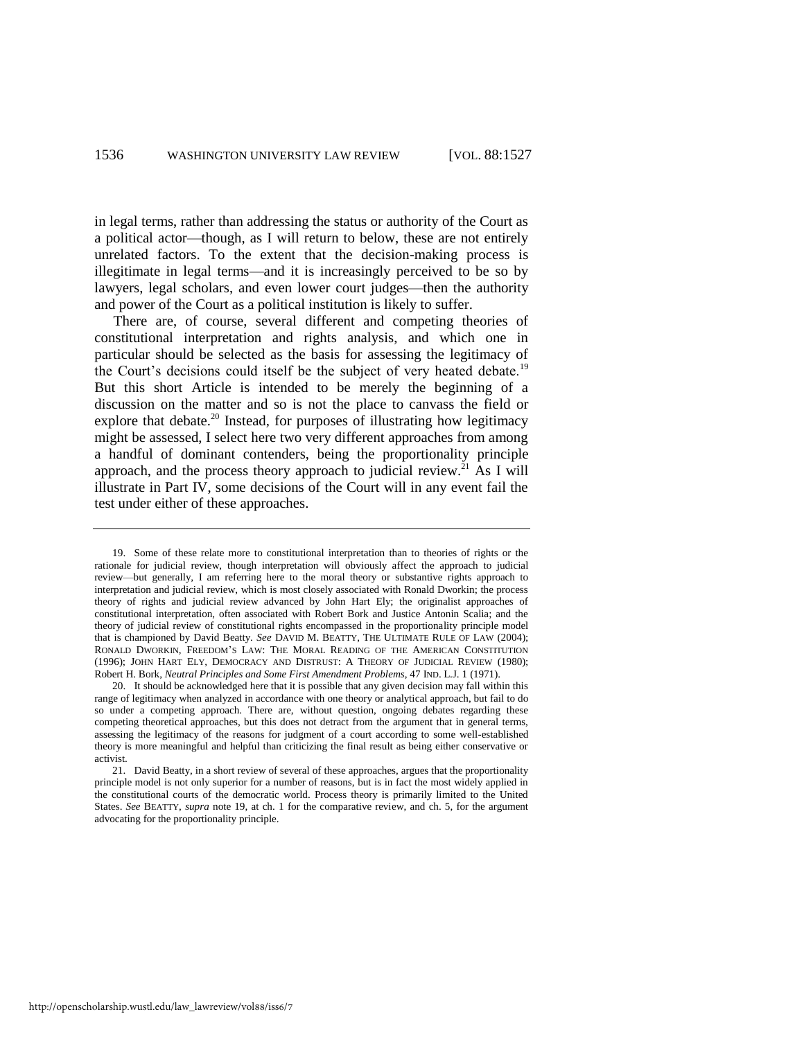in legal terms, rather than addressing the status or authority of the Court as a political actor—though, as I will return to below, these are not entirely unrelated factors. To the extent that the decision-making process is illegitimate in legal terms—and it is increasingly perceived to be so by lawyers, legal scholars, and even lower court judges—then the authority and power of the Court as a political institution is likely to suffer.

There are, of course, several different and competing theories of constitutional interpretation and rights analysis, and which one in particular should be selected as the basis for assessing the legitimacy of the Court's decisions could itself be the subject of very heated debate.[19] But this short Article is intended to be merely the beginning of a discussion on the matter and so is not the place to canvass the field or explore that debate.[20] Instead, for purposes of illustrating how legitimacy might be assessed, I select here two very different approaches from among a handful of dominant contenders, being the proportionality principle approach, and the process theory approach to judicial review.[21] As I will illustrate in Part IV, some decisions of the Court will in any event fail the test under either of these approaches.

---

19. Some of these relate more to constitutional interpretation than to theories of rights or the rationale for judicial review, though interpretation will obviously affect the approach to judicial review—but generally, I am referring here to the moral theory or substantive rights approach to interpretation and judicial review, which is most closely associated with Ronald Dworkin; the process theory of rights and judicial review advanced by John Hart Ely; the originalist approaches of constitutional interpretation, often associated with Robert Bork and Justice Antonin Scalia; and the theory of judicial review of constitutional rights encompassed in the proportionality principle model that is championed by David Beatty. *See* DAVID M. BEATTY, THE ULTIMATE RULE OF LAW (2004); RONALD DWORKIN, FREEDOM'S LAW: THE MORAL READING OF THE AMERICAN CONSTITUTION (1996); JOHN HART ELY, DEMOCRACY AND DISTRUST: A THEORY OF JUDICIAL REVIEW (1980); Robert H. Bork, *Neutral Principles and Some First Amendment Problems*, 47 IND. L.J. 1 (1971).

20. It should be acknowledged here that it is possible that any given decision may fall within this range of legitimacy when analyzed in accordance with one theory or analytical approach, but fail to do so under a competing approach. There are, without question, ongoing debates regarding these competing theoretical approaches, but this does not detract from the argument that in general terms, assessing the legitimacy of the reasons for judgment of a court according to some well-established theory is more meaningful and helpful than criticizing the final result as being either conservative or activist.

21. David Beatty, in a short review of several of these approaches, argues that the proportionality principle model is not only superior for a number of reasons, but is in fact the most widely applied in the constitutional courts of the democratic world. Process theory is primarily limited to the United States. *See* BEATTY, *supra* note 19, at ch. 1 for the comparative review, and ch. 5, for the argument advocating for the proportionality principle.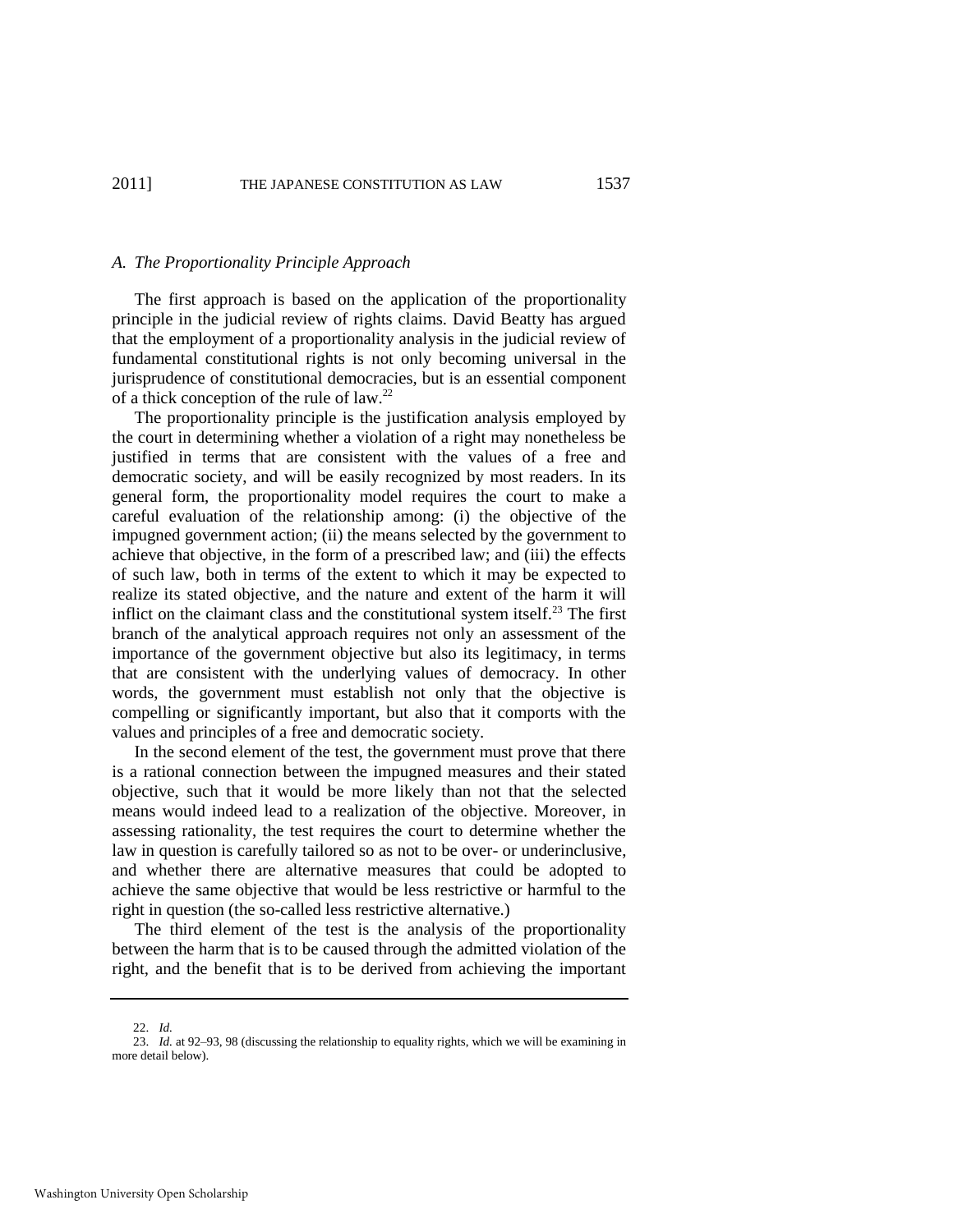### *A. The Proportionality Principle Approach*

The first approach is based on the application of the proportionality principle in the judicial review of rights claims. David Beatty has argued that the employment of a proportionality analysis in the judicial review of fundamental constitutional rights is not only becoming universal in the jurisprudence of constitutional democracies, but is an essential component of a thick conception of the rule of law.[22]

The proportionality principle is the justification analysis employed by the court in determining whether a violation of a right may nonetheless be justified in terms that are consistent with the values of a free and democratic society, and will be easily recognized by most readers. In its general form, the proportionality model requires the court to make a careful evaluation of the relationship among: (i) the objective of the impugned government action; (ii) the means selected by the government to achieve that objective, in the form of a prescribed law; and (iii) the effects of such law, both in terms of the extent to which it may be expected to realize its stated objective, and the nature and extent of the harm it will inflict on the claimant class and the constitutional system itself.[23] The first branch of the analytical approach requires not only an assessment of the importance of the government objective but also its legitimacy, in terms that are consistent with the underlying values of democracy. In other words, the government must establish not only that the objective is compelling or significantly important, but also that it comports with the values and principles of a free and democratic society.

In the second element of the test, the government must prove that there is a rational connection between the impugned measures and their stated objective, such that it would be more likely than not that the selected means would indeed lead to a realization of the objective. Moreover, in assessing rationality, the test requires the court to determine whether the law in question is carefully tailored so as not to be over- or underinclusive, and whether there are alternative measures that could be adopted to achieve the same objective that would be less restrictive or harmful to the right in question (the so-called less restrictive alternative.)

The third element of the test is the analysis of the proportionality between the harm that is to be caused through the admitted violation of the right, and the benefit that is to be derived from achieving the important

---

22. *Id.*

23. *Id.* at 92–93, 98 (discussing the relationship to equality rights, which we will be examining in more detail below).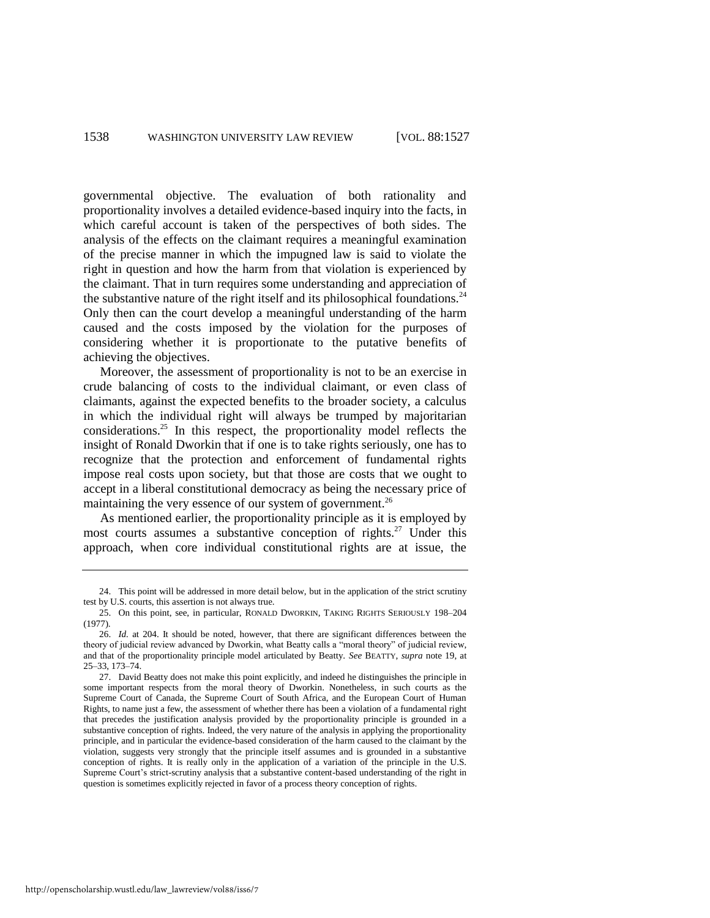governmental objective. The evaluation of both rationality and proportionality involves a detailed evidence-based inquiry into the facts, in which careful account is taken of the perspectives of both sides. The analysis of the effects on the claimant requires a meaningful examination of the precise manner in which the impugned law is said to violate the right in question and how the harm from that violation is experienced by the claimant. That in turn requires some understanding and appreciation of the substantive nature of the right itself and its philosophical foundations.[24] Only then can the court develop a meaningful understanding of the harm caused and the costs imposed by the violation for the purposes of considering whether it is proportionate to the putative benefits of achieving the objectives.

Moreover, the assessment of proportionality is not to be an exercise in crude balancing of costs to the individual claimant, or even class of claimants, against the expected benefits to the broader society, a calculus in which the individual right will always be trumped by majoritarian considerations.[25] In this respect, the proportionality model reflects the insight of Ronald Dworkin that if one is to take rights seriously, one has to recognize that the protection and enforcement of fundamental rights impose real costs upon society, but that those are costs that we ought to accept in a liberal constitutional democracy as being the necessary price of maintaining the very essence of our system of government.[26]

As mentioned earlier, the proportionality principle as it is employed by most courts assumes a substantive conception of rights.[27] Under this approach, when core individual constitutional rights are at issue, the

---

24. This point will be addressed in more detail below, but in the application of the strict scrutiny test by U.S. courts, this assertion is not always true.

25. On this point, see, in particular, RONALD DWORKIN, TAKING RIGHTS SERIOUSLY 198–204 (1977).

26. *Id.* at 204. It should be noted, however, that there are significant differences between the theory of judicial review advanced by Dworkin, what Beatty calls a "moral theory" of judicial review, and that of the proportionality principle model articulated by Beatty. *See* BEATTY, *supra* note 19, at 25–33, 173–74.

27. David Beatty does not make this point explicitly, and indeed he distinguishes the principle in some important respects from the moral theory of Dworkin. Nonetheless, in such courts as the Supreme Court of Canada, the Supreme Court of South Africa, and the European Court of Human Rights, to name just a few, the assessment of whether there has been a violation of a fundamental right that precedes the justification analysis provided by the proportionality principle is grounded in a substantive conception of rights. Indeed, the very nature of the analysis in applying the proportionality principle, and in particular the evidence-based consideration of the harm caused to the claimant by the violation, suggests very strongly that the principle itself assumes and is grounded in a substantive conception of rights. It is really only in the application of a variation of the principle in the U.S. Supreme Court's strict-scrutiny analysis that a substantive content-based understanding of the right in question is sometimes explicitly rejected in favor of a process theory conception of rights.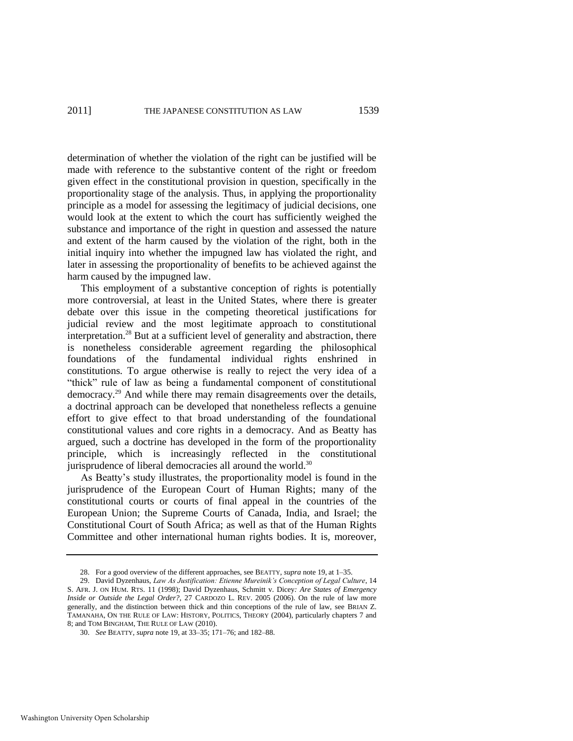determination of whether the violation of the right can be justified will be made with reference to the substantive content of the right or freedom given effect in the constitutional provision in question, specifically in the proportionality stage of the analysis. Thus, in applying the proportionality principle as a model for assessing the legitimacy of judicial decisions, one would look at the extent to which the court has sufficiently weighed the substance and importance of the right in question and assessed the nature and extent of the harm caused by the violation of the right, both in the initial inquiry into whether the impugned law has violated the right, and later in assessing the proportionality of benefits to be achieved against the harm caused by the impugned law.

This employment of a substantive conception of rights is potentially more controversial, at least in the United States, where there is greater debate over this issue in the competing theoretical justifications for judicial review and the most legitimate approach to constitutional interpretation.[28] But at a sufficient level of generality and abstraction, there is nonetheless considerable agreement regarding the philosophical foundations of the fundamental individual rights enshrined in constitutions. To argue otherwise is really to reject the very idea of a "thick" rule of law as being a fundamental component of constitutional democracy.[29] And while there may remain disagreements over the details, a doctrinal approach can be developed that nonetheless reflects a genuine effort to give effect to that broad understanding of the foundational constitutional values and core rights in a democracy. And as Beatty has argued, such a doctrine has developed in the form of the proportionality principle, which is increasingly reflected in the constitutional jurisprudence of liberal democracies all around the world.[30]

As Beatty's study illustrates, the proportionality model is found in the jurisprudence of the European Court of Human Rights; many of the constitutional courts or courts of final appeal in the countries of the European Union; the Supreme Courts of Canada, India, and Israel; the Constitutional Court of South Africa; as well as that of the Human Rights Committee and other international human rights bodies. It is, moreover,

---

28. For a good overview of the different approaches, see BEATTY, *supra* note 19, at 1–35.

29. David Dyzenhaus, *Law As Justification: Etienne Mureinik's Conception of Legal Culture*, 14 S. AFR. J. ON HUM. RTS. 11 (1998); David Dyzenhaus, *Schmitt v. Dicey: Are States of Emergency Inside or Outside the Legal Order?*, 27 CARDOZO L. REV. 2005 (2006). On the rule of law more generally, and the distinction between thick and thin conceptions of the rule of law, see BRIAN Z. TAMANAHA, ON THE RULE OF LAW: HISTORY, POLITICS, THEORY (2004), particularly chapters 7 and 8; and TOM BINGHAM, THE RULE OF LAW (2010).

30. *See* BEATTY, *supra* note 19, at 33–35; 171–76; and 182–88.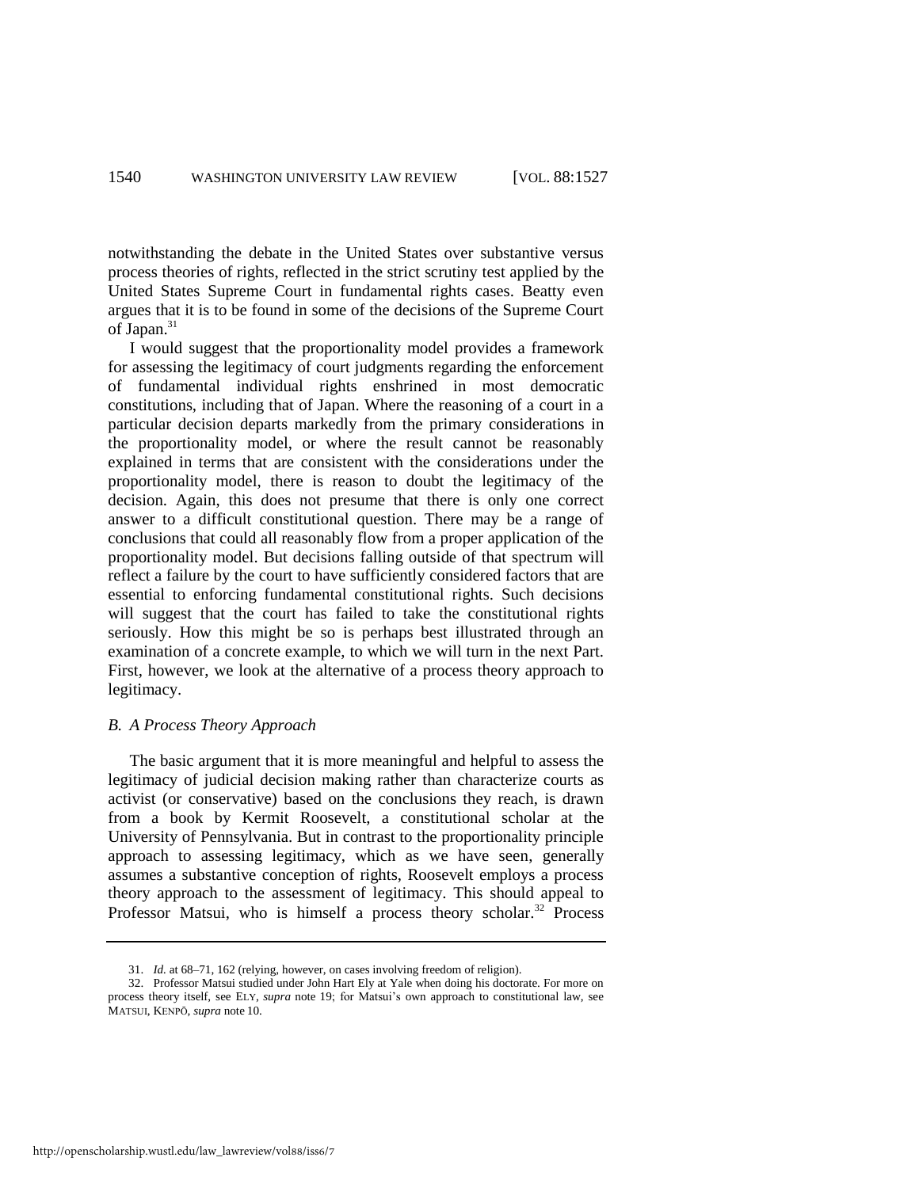notwithstanding the debate in the United States over substantive versus process theories of rights, reflected in the strict scrutiny test applied by the United States Supreme Court in fundamental rights cases. Beatty even argues that it is to be found in some of the decisions of the Supreme Court of Japan.[31]

I would suggest that the proportionality model provides a framework for assessing the legitimacy of court judgments regarding the enforcement of fundamental individual rights enshrined in most democratic constitutions, including that of Japan. Where the reasoning of a court in a particular decision departs markedly from the primary considerations in the proportionality model, or where the result cannot be reasonably explained in terms that are consistent with the considerations under the proportionality model, there is reason to doubt the legitimacy of the decision. Again, this does not presume that there is only one correct answer to a difficult constitutional question. There may be a range of conclusions that could all reasonably flow from a proper application of the proportionality model. But decisions falling outside of that spectrum will reflect a failure by the court to have sufficiently considered factors that are essential to enforcing fundamental constitutional rights. Such decisions will suggest that the court has failed to take the constitutional rights seriously. How this might be so is perhaps best illustrated through an examination of a concrete example, to which we will turn in the next Part. First, however, we look at the alternative of a process theory approach to legitimacy.

### *B. A Process Theory Approach*

The basic argument that it is more meaningful and helpful to assess the legitimacy of judicial decision making rather than characterize courts as activist (or conservative) based on the conclusions they reach, is drawn from a book by Kermit Roosevelt, a constitutional scholar at the University of Pennsylvania. But in contrast to the proportionality principle approach to assessing legitimacy, which as we have seen, generally assumes a substantive conception of rights, Roosevelt employs a process theory approach to the assessment of legitimacy. This should appeal to Professor Matsui, who is himself a process theory scholar.[32] Process

---

31. *Id.* at 68–71, 162 (relying, however, on cases involving freedom of religion).

32. Professor Matsui studied under John Hart Ely at Yale when doing his doctorate. For more on process theory itself, see ELY, *supra* note 19; for Matsui's own approach to constitutional law, see MATSUI, KENPŌ, *supra* note 10.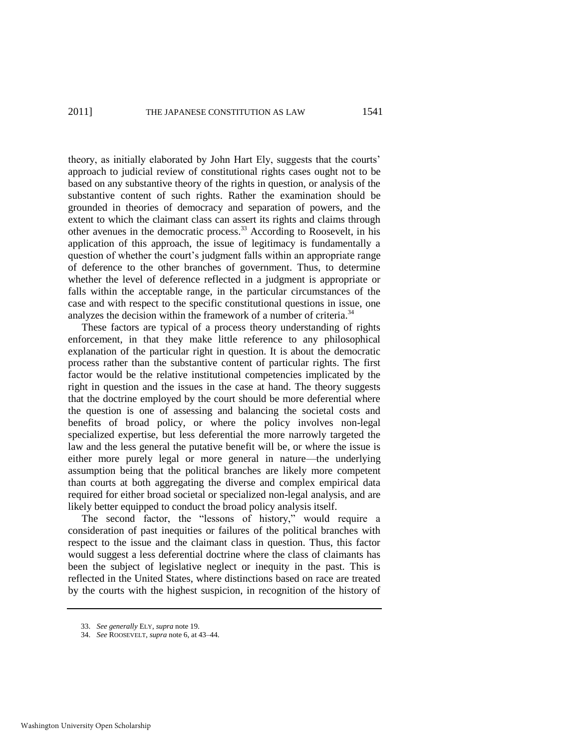theory, as initially elaborated by John Hart Ely, suggests that the courts' approach to judicial review of constitutional rights cases ought not to be based on any substantive theory of the rights in question, or analysis of the substantive content of such rights. Rather the examination should be grounded in theories of democracy and separation of powers, and the extent to which the claimant class can assert its rights and claims through other avenues in the democratic process.[33] According to Roosevelt, in his application of this approach, the issue of legitimacy is fundamentally a question of whether the court's judgment falls within an appropriate range of deference to the other branches of government. Thus, to determine whether the level of deference reflected in a judgment is appropriate or falls within the acceptable range, in the particular circumstances of the case and with respect to the specific constitutional questions in issue, one analyzes the decision within the framework of a number of criteria.[34]

These factors are typical of a process theory understanding of rights enforcement, in that they make little reference to any philosophical explanation of the particular right in question. It is about the democratic process rather than the substantive content of particular rights. The first factor would be the relative institutional competencies implicated by the right in question and the issues in the case at hand. The theory suggests that the doctrine employed by the court should be more deferential where the question is one of assessing and balancing the societal costs and benefits of broad policy, or where the policy involves non-legal specialized expertise, but less deferential the more narrowly targeted the law and the less general the putative benefit will be, or where the issue is either more purely legal or more general in nature—the underlying assumption being that the political branches are likely more competent than courts at both aggregating the diverse and complex empirical data required for either broad societal or specialized non-legal analysis, and are likely better equipped to conduct the broad policy analysis itself.

The second factor, the "lessons of history," would require a consideration of past inequities or failures of the political branches with respect to the issue and the claimant class in question. Thus, this factor would suggest a less deferential doctrine where the class of claimants has been the subject of legislative neglect or inequity in the past. This is reflected in the United States, where distinctions based on race are treated by the courts with the highest suspicion, in recognition of the history of

33. *See generally* ELY, *supra* note 19.

34. *See* ROOSEVELT, *supra* note 6, at 43–44.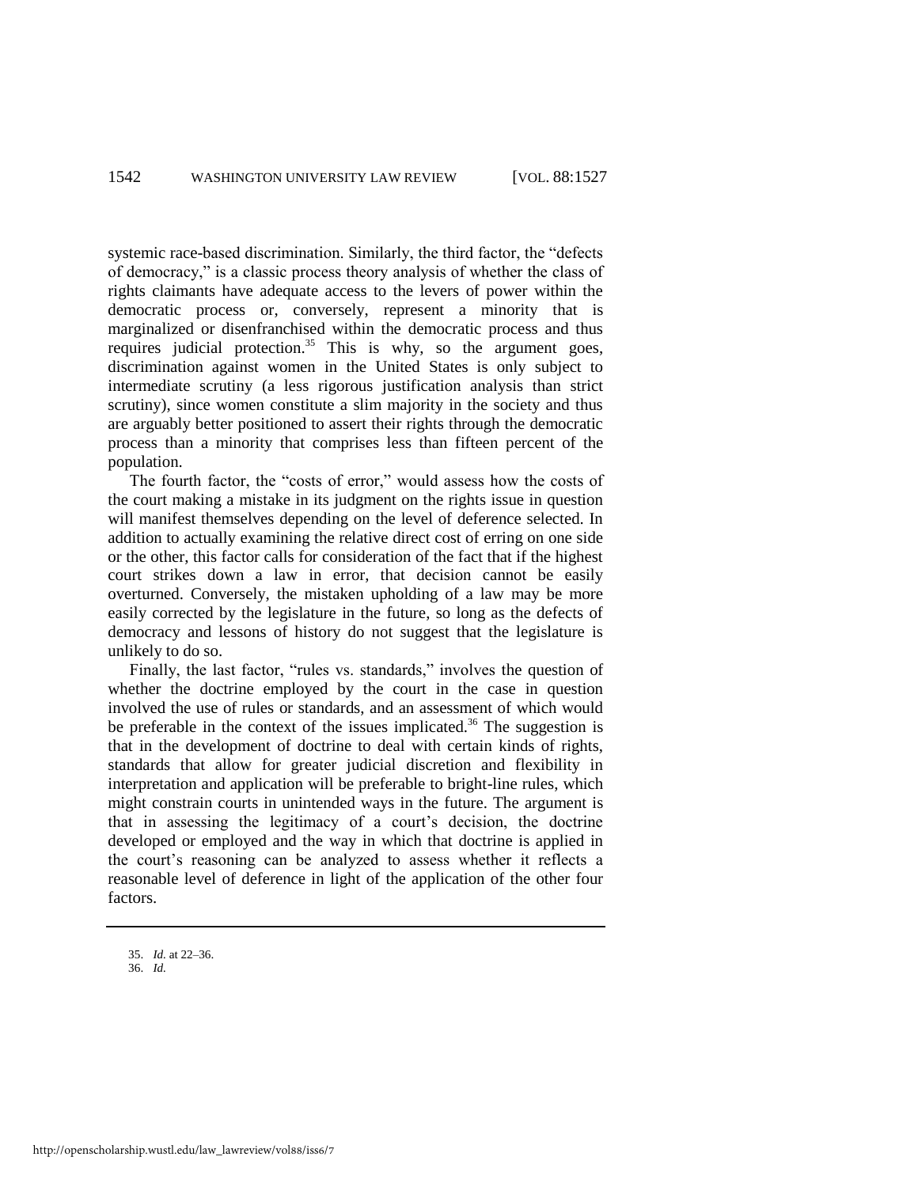systemic race-based discrimination. Similarly, the third factor, the "defects of democracy," is a classic process theory analysis of whether the class of rights claimants have adequate access to the levers of power within the democratic process or, conversely, represent a minority that is marginalized or disenfranchised within the democratic process and thus requires judicial protection.[35] This is why, so the argument goes, discrimination against women in the United States is only subject to intermediate scrutiny (a less rigorous justification analysis than strict scrutiny), since women constitute a slim majority in the society and thus are arguably better positioned to assert their rights through the democratic process than a minority that comprises less than fifteen percent of the population.

The fourth factor, the "costs of error," would assess how the costs of the court making a mistake in its judgment on the rights issue in question will manifest themselves depending on the level of deference selected. In addition to actually examining the relative direct cost of erring on one side or the other, this factor calls for consideration of the fact that if the highest court strikes down a law in error, that decision cannot be easily overturned. Conversely, the mistaken upholding of a law may be more easily corrected by the legislature in the future, so long as the defects of democracy and lessons of history do not suggest that the legislature is unlikely to do so.

Finally, the last factor, "rules vs. standards," involves the question of whether the doctrine employed by the court in the case in question involved the use of rules or standards, and an assessment of which would be preferable in the context of the issues implicated.[36] The suggestion is that in the development of doctrine to deal with certain kinds of rights, standards that allow for greater judicial discretion and flexibility in interpretation and application will be preferable to bright-line rules, which might constrain courts in unintended ways in the future. The argument is that in assessing the legitimacy of a court's decision, the doctrine developed or employed and the way in which that doctrine is applied in the court's reasoning can be analyzed to assess whether it reflects a reasonable level of deference in light of the application of the other four factors.

---

35. *Id.* at 22–36.
36. *Id.*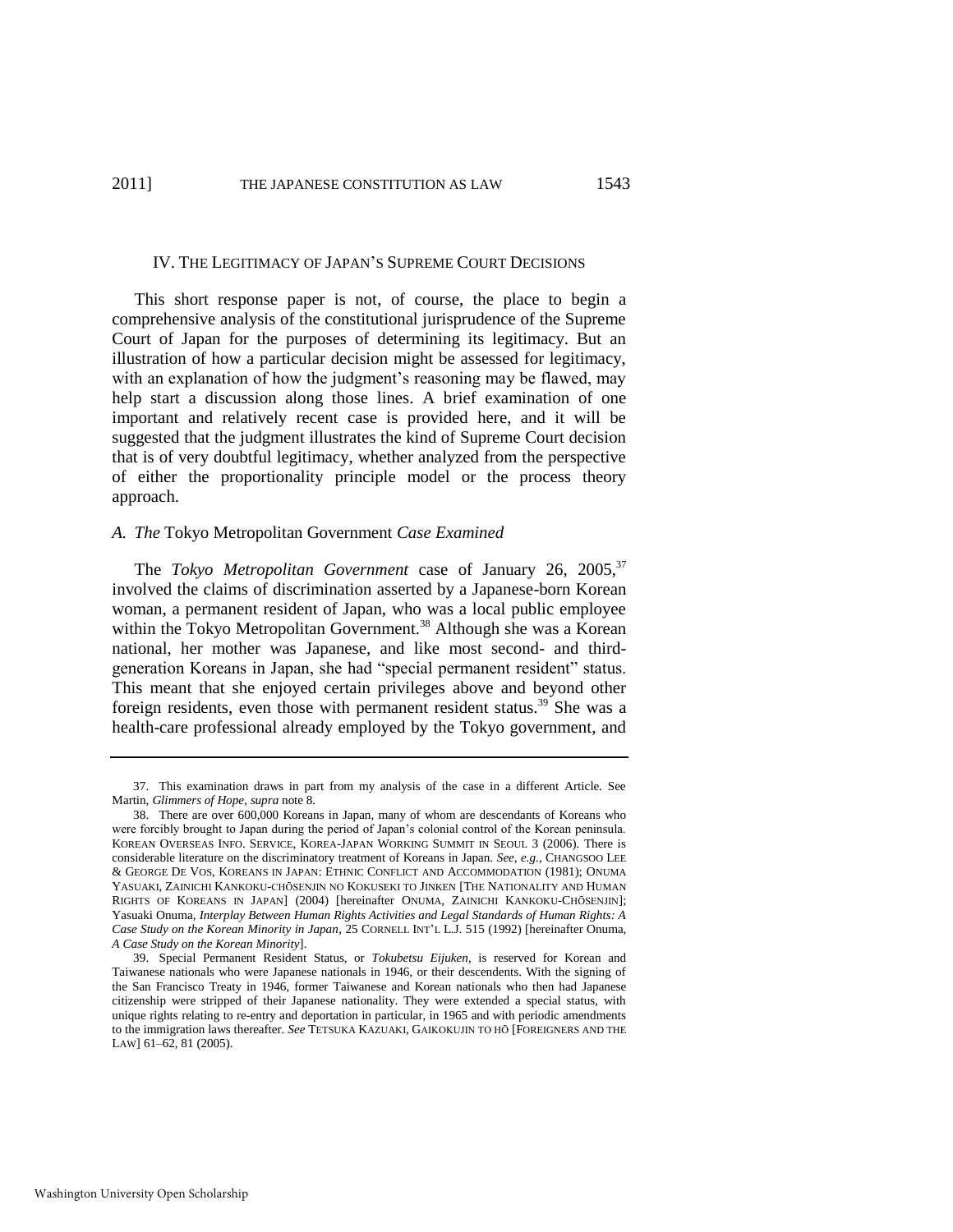## IV. THE LEGITIMACY OF JAPAN'S SUPREME COURT DECISIONS

This short response paper is not, of course, the place to begin a comprehensive analysis of the constitutional jurisprudence of the Supreme Court of Japan for the purposes of determining its legitimacy. But an illustration of how a particular decision might be assessed for legitimacy, with an explanation of how the judgment's reasoning may be flawed, may help start a discussion along those lines. A brief examination of one important and relatively recent case is provided here, and it will be suggested that the judgment illustrates the kind of Supreme Court decision that is of very doubtful legitimacy, whether analyzed from the perspective of either the proportionality principle model or the process theory approach.

### *A. The* Tokyo Metropolitan Government *Case Examined*

The *Tokyo Metropolitan Government* case of January 26, 2005,[37] involved the claims of discrimination asserted by a Japanese-born Korean woman, a permanent resident of Japan, who was a local public employee within the Tokyo Metropolitan Government.[38] Although she was a Korean national, her mother was Japanese, and like most second- and third-generation Koreans in Japan, she had "special permanent resident" status. This meant that she enjoyed certain privileges above and beyond other foreign residents, even those with permanent resident status.[39] She was a health-care professional already employed by the Tokyo government, and

---

37. This examination draws in part from my analysis of the case in a different Article. See Martin, *Glimmers of Hope*, *supra* note 8.

38. There are over 600,000 Koreans in Japan, many of whom are descendants of Koreans who were forcibly brought to Japan during the period of Japan's colonial control of the Korean peninsula. KOREAN OVERSEAS INFO. SERVICE, KOREA-JAPAN WORKING SUMMIT IN SEOUL 3 (2006). There is considerable literature on the discriminatory treatment of Koreans in Japan. *See, e.g.*, CHANGSOO LEE & GEORGE DE VOS, KOREANS IN JAPAN: ETHNIC CONFLICT AND ACCOMMODATION (1981); ONUMA YASUAKI, ZAINICHI KANKOKU-CHŌSENJIN NO KOKUSEKI TO JINKEN [THE NATIONALITY AND HUMAN RIGHTS OF KOREANS IN JAPAN] (2004) [hereinafter ONUMA, ZAINICHI KANKOKU-CHŌSENJIN]; Yasuaki Onuma, *Interplay Between Human Rights Activities and Legal Standards of Human Rights: A Case Study on the Korean Minority in Japan*, 25 CORNELL INT'L L.J. 515 (1992) [hereinafter Onuma, *A Case Study on the Korean Minority*].

39. Special Permanent Resident Status, or *Tokubetsu Eijuken*, is reserved for Korean and Taiwanese nationals who were Japanese nationals in 1946, or their descendents. With the signing of the San Francisco Treaty in 1946, former Taiwanese and Korean nationals who then had Japanese citizenship were stripped of their Japanese nationality. They were extended a special status, with unique rights relating to re-entry and deportation in particular, in 1965 and with periodic amendments to the immigration laws thereafter. *See* TETSUKA KAZUAKI, GAIKOKUJIN TO HŌ [FOREIGNERS AND THE LAW] 61–62, 81 (2005).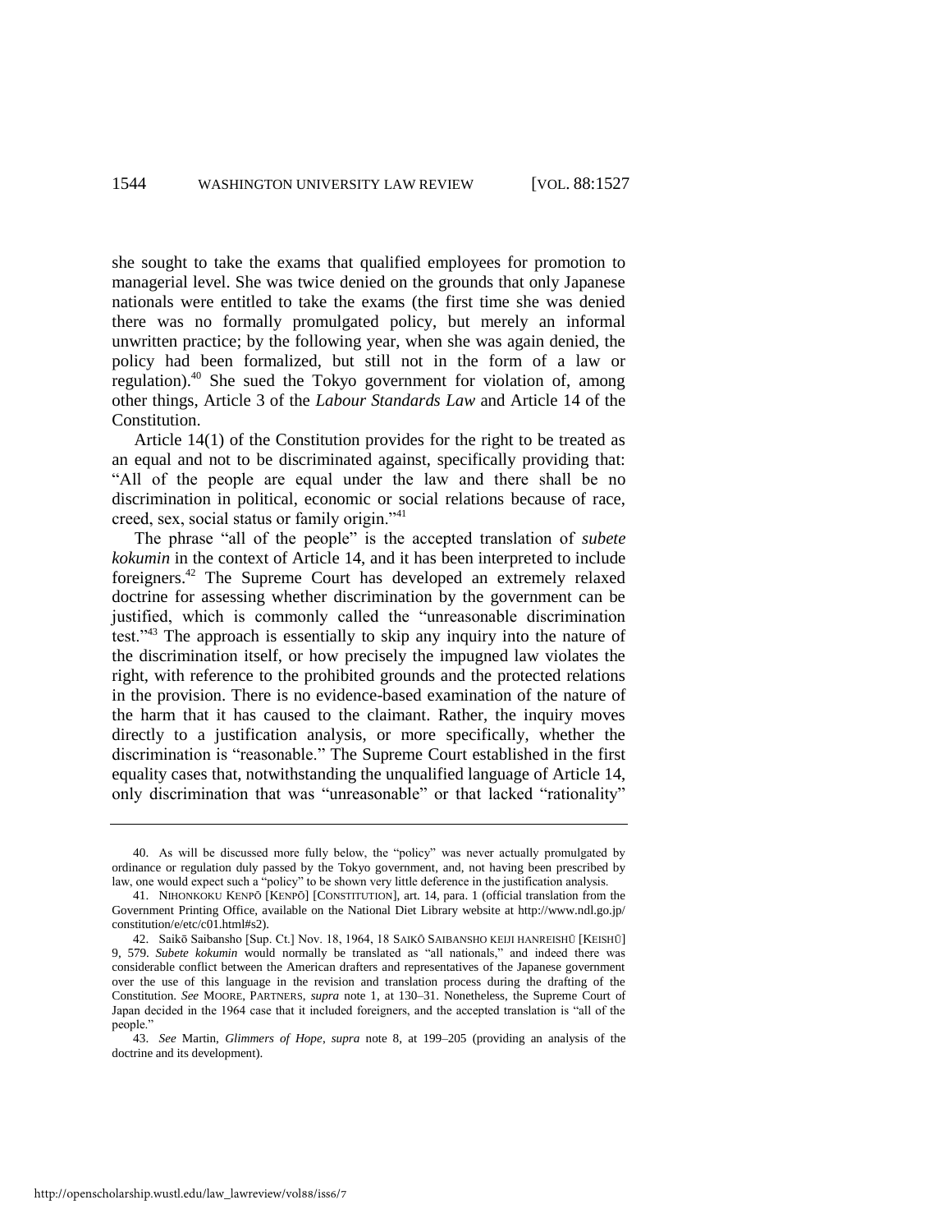she sought to take the exams that qualified employees for promotion to managerial level. She was twice denied on the grounds that only Japanese nationals were entitled to take the exams (the first time she was denied there was no formally promulgated policy, but merely an informal unwritten practice; by the following year, when she was again denied, the policy had been formalized, but still not in the form of a law or regulation).[40] She sued the Tokyo government for violation of, among other things, Article 3 of the *Labour Standards Law* and Article 14 of the Constitution.

Article 14(1) of the Constitution provides for the right to be treated as an equal and not to be discriminated against, specifically providing that: "All of the people are equal under the law and there shall be no discrimination in political, economic or social relations because of race, creed, sex, social status or family origin."[41]

The phrase "all of the people" is the accepted translation of *subete kokumin* in the context of Article 14, and it has been interpreted to include foreigners.[42] The Supreme Court has developed an extremely relaxed doctrine for assessing whether discrimination by the government can be justified, which is commonly called the "unreasonable discrimination test."[43] The approach is essentially to skip any inquiry into the nature of the discrimination itself, or how precisely the impugned law violates the right, with reference to the prohibited grounds and the protected relations in the provision. There is no evidence-based examination of the nature of the harm that it has caused to the claimant. Rather, the inquiry moves directly to a justification analysis, or more specifically, whether the discrimination is "reasonable." The Supreme Court established in the first equality cases that, notwithstanding the unqualified language of Article 14, only discrimination that was "unreasonable" or that lacked "rationality"

---

40. As will be discussed more fully below, the "policy" was never actually promulgated by ordinance or regulation duly passed by the Tokyo government, and, not having been prescribed by law, one would expect such a "policy" to be shown very little deference in the justification analysis.

41. NIHONKOKU KENPŌ [KENPŌ] [CONSTITUTION], art. 14, para. 1 (official translation from the Government Printing Office, available on the National Diet Library website at http://www.ndl.go.jp/constitution/e/etc/c01.html#s2).

42. Saikō Saibansho [Sup. Ct.] Nov. 18, 1964, 18 SAIKŌ SAIBANSHO KEIJI HANREISHŪ [KEISHŪ] 9, 579. *Subete kokumin* would normally be translated as "all nationals," and indeed there was considerable conflict between the American drafters and representatives of the Japanese government over the use of this language in the revision and translation process during the drafting of the Constitution. *See* MOORE, PARTNERS, *supra* note 1, at 130–31. Nonetheless, the Supreme Court of Japan decided in the 1964 case that it included foreigners, and the accepted translation is "all of the people."

43. *See* Martin, *Glimmers of Hope*, *supra* note 8, at 199–205 (providing an analysis of the doctrine and its development).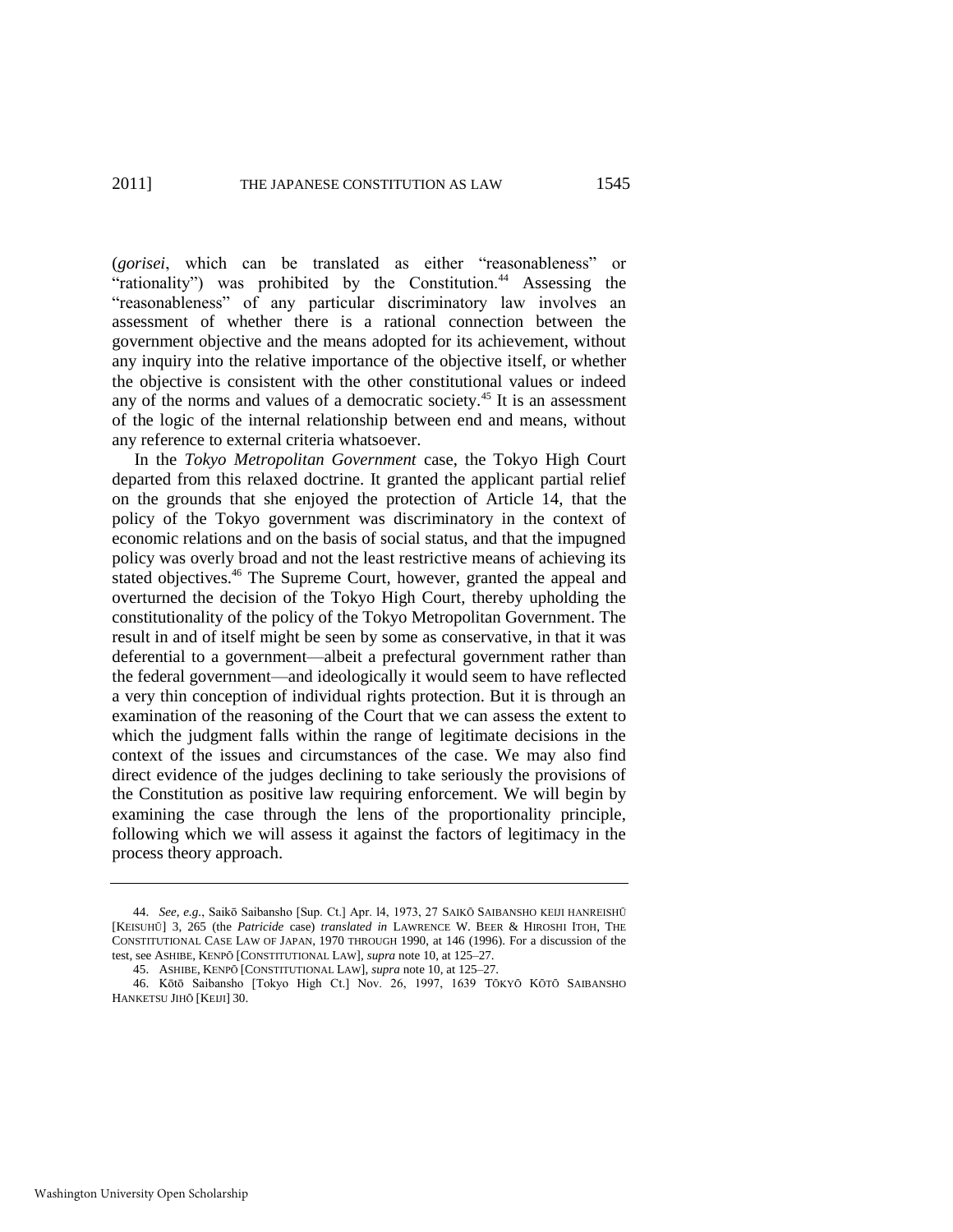(*gorisei*, which can be translated as either "reasonableness" or "rationality") was prohibited by the Constitution.[44] Assessing the "reasonableness" of any particular discriminatory law involves an assessment of whether there is a rational connection between the government objective and the means adopted for its achievement, without any inquiry into the relative importance of the objective itself, or whether the objective is consistent with the other constitutional values or indeed any of the norms and values of a democratic society.[45] It is an assessment of the logic of the internal relationship between end and means, without any reference to external criteria whatsoever.

In the *Tokyo Metropolitan Government* case, the Tokyo High Court departed from this relaxed doctrine. It granted the applicant partial relief on the grounds that she enjoyed the protection of Article 14, that the policy of the Tokyo government was discriminatory in the context of economic relations and on the basis of social status, and that the impugned policy was overly broad and not the least restrictive means of achieving its stated objectives.[46] The Supreme Court, however, granted the appeal and overturned the decision of the Tokyo High Court, thereby upholding the constitutionality of the policy of the Tokyo Metropolitan Government. The result in and of itself might be seen by some as conservative, in that it was deferential to a government—albeit a prefectural government rather than the federal government—and ideologically it would seem to have reflected a very thin conception of individual rights protection. But it is through an examination of the reasoning of the Court that we can assess the extent to which the judgment falls within the range of legitimate decisions in the context of the issues and circumstances of the case. We may also find direct evidence of the judges declining to take seriously the provisions of the Constitution as positive law requiring enforcement. We will begin by examining the case through the lens of the proportionality principle, following which we will assess it against the factors of legitimacy in the process theory approach.

---

44. *See, e.g.*, Saikō Saibansho [Sup. Ct.] Apr. l4, 1973, 27 SAIKŌ SAIBANSHO KEIJI HANREISHŪ [KEISUHŪ] 3, 265 (the *Patricide* case) *translated in* LAWRENCE W. BEER & HIROSHI ITOH, THE CONSTITUTIONAL CASE LAW OF JAPAN, 1970 THROUGH 1990, at 146 (1996). For a discussion of the test, see ASHIBE, KENPŌ [CONSTITUTIONAL LAW], *supra* note 10, at 125–27.

45. ASHIBE, KENPŌ [CONSTITUTIONAL LAW], *supra* note 10, at 125–27.

46. Kōtō Saibansho [Tokyo High Ct.] Nov. 26, 1997, 1639 TŌKYŌ KŌTŌ SAIBANSHO HANKETSU JIHŌ [KEIJI] 30.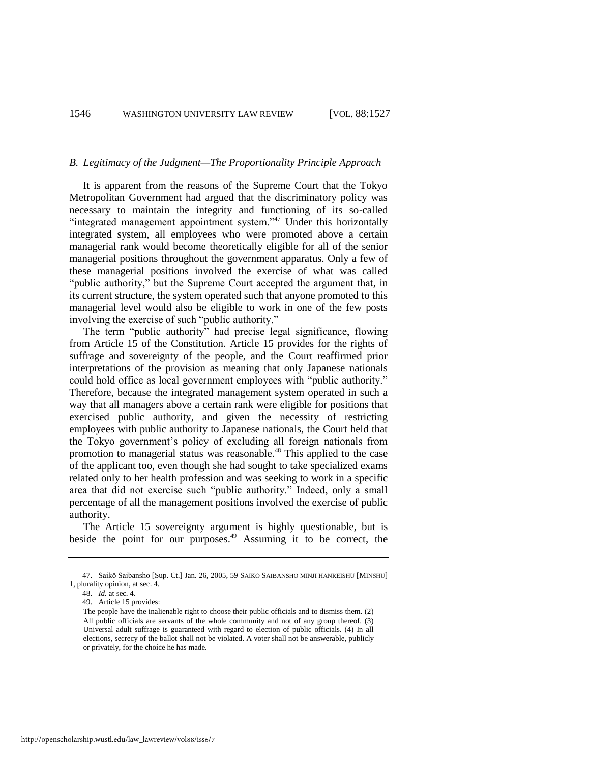### *B. Legitimacy of the Judgment—The Proportionality Principle Approach*

It is apparent from the reasons of the Supreme Court that the Tokyo Metropolitan Government had argued that the discriminatory policy was necessary to maintain the integrity and functioning of its so-called "integrated management appointment system."[47] Under this horizontally integrated system, all employees who were promoted above a certain managerial rank would become theoretically eligible for all of the senior managerial positions throughout the government apparatus. Only a few of these managerial positions involved the exercise of what was called "public authority," but the Supreme Court accepted the argument that, in its current structure, the system operated such that anyone promoted to this managerial level would also be eligible to work in one of the few posts involving the exercise of such "public authority."

The term "public authority" had precise legal significance, flowing from Article 15 of the Constitution. Article 15 provides for the rights of suffrage and sovereignty of the people, and the Court reaffirmed prior interpretations of the provision as meaning that only Japanese nationals could hold office as local government employees with "public authority." Therefore, because the integrated management system operated in such a way that all managers above a certain rank were eligible for positions that exercised public authority, and given the necessity of restricting employees with public authority to Japanese nationals, the Court held that the Tokyo government's policy of excluding all foreign nationals from promotion to managerial status was reasonable.[48] This applied to the case of the applicant too, even though she had sought to take specialized exams related only to her health profession and was seeking to work in a specific area that did not exercise such "public authority." Indeed, only a small percentage of all the management positions involved the exercise of public authority.

The Article 15 sovereignty argument is highly questionable, but is beside the point for our purposes.[49] Assuming it to be correct, the

---

47. Saikō Saibansho [Sup. Ct.] Jan. 26, 2005, 59 SAIKŌ SAIBANSHO MINJI HANREISHŪ [MINSHŪ] 1, plurality opinion, at sec. 4.

48. *Id.* at sec. 4.

49. Article 15 provides:

> The people have the inalienable right to choose their public officials and to dismiss them. (2) All public officials are servants of the whole community and not of any group thereof. (3) Universal adult suffrage is guaranteed with regard to election of public officials. (4) In all elections, secrecy of the ballot shall not be violated. A voter shall not be answerable, publicly or privately, for the choice he has made.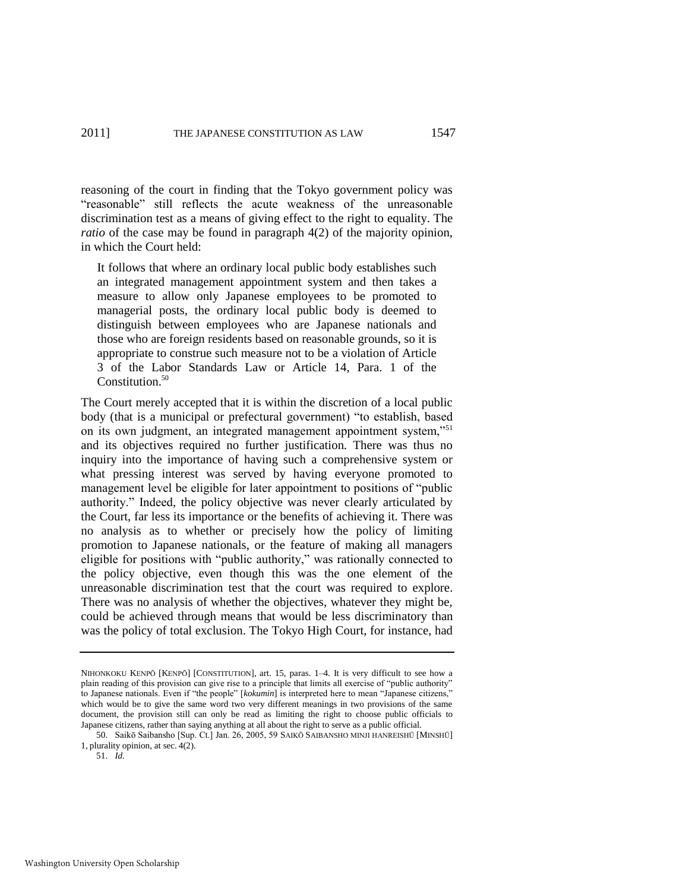reasoning of the court in finding that the Tokyo government policy was "reasonable" still reflects the acute weakness of the unreasonable discrimination test as a means of giving effect to the right to equality. The *ratio* of the case may be found in paragraph 4(2) of the majority opinion, in which the Court held:

> It follows that where an ordinary local public body establishes such an integrated management appointment system and then takes a measure to allow only Japanese employees to be promoted to managerial posts, the ordinary local public body is deemed to distinguish between employees who are Japanese nationals and those who are foreign residents based on reasonable grounds, so it is appropriate to construe such measure not to be a violation of Article 3 of the Labor Standards Law or Article 14, Para. 1 of the Constitution.[50]

The Court merely accepted that it is within the discretion of a local public body (that is a municipal or prefectural government) "to establish, based on its own judgment, an integrated management appointment system,"[51] and its objectives required no further justification. There was thus no inquiry into the importance of having such a comprehensive system or what pressing interest was served by having everyone promoted to management level be eligible for later appointment to positions of "public authority." Indeed, the policy objective was never clearly articulated by the Court, far less its importance or the benefits of achieving it. There was no analysis as to whether or precisely how the policy of limiting promotion to Japanese nationals, or the feature of making all managers eligible for positions with "public authority," was rationally connected to the policy objective, even though this was the one element of the unreasonable discrimination test that the court was required to explore. There was no analysis of whether the objectives, whatever they might be, could be achieved through means that would be less discriminatory than was the policy of total exclusion. The Tokyo High Court, for instance, had

---

NIHONKOKU KENPŌ [KENPŌ] [CONSTITUTION], art. 15, paras. 1–4. It is very difficult to see how a plain reading of this provision can give rise to a principle that limits all exercise of "public authority" to Japanese nationals. Even if "the people" [*kokumin*] is interpreted here to mean "Japanese citizens," which would be to give the same word two very different meanings in two provisions of the same document, the provision still can only be read as limiting the right to choose public officials to Japanese citizens, rather than saying anything at all about the right to serve as a public official.

50. Saikō Saibansho [Sup. Ct.] Jan. 26, 2005, 59 SAIKŌ SAIBANSHO MINJI HANREISHŪ [MINSHŪ] 1, plurality opinion, at sec. 4(2).

51. *Id.*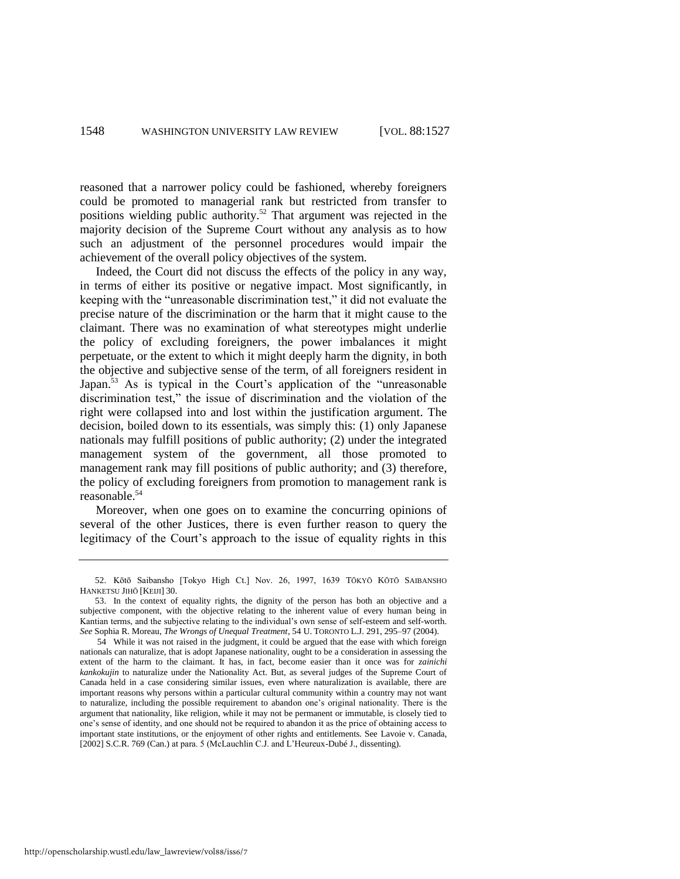reasoned that a narrower policy could be fashioned, whereby foreigners could be promoted to managerial rank but restricted from transfer to positions wielding public authority.[52] That argument was rejected in the majority decision of the Supreme Court without any analysis as to how such an adjustment of the personnel procedures would impair the achievement of the overall policy objectives of the system.

Indeed, the Court did not discuss the effects of the policy in any way, in terms of either its positive or negative impact. Most significantly, in keeping with the "unreasonable discrimination test," it did not evaluate the precise nature of the discrimination or the harm that it might cause to the claimant. There was no examination of what stereotypes might underlie the policy of excluding foreigners, the power imbalances it might perpetuate, or the extent to which it might deeply harm the dignity, in both the objective and subjective sense of the term, of all foreigners resident in Japan.[53] As is typical in the Court's application of the "unreasonable discrimination test," the issue of discrimination and the violation of the right were collapsed into and lost within the justification argument. The decision, boiled down to its essentials, was simply this: (1) only Japanese nationals may fulfill positions of public authority; (2) under the integrated management system of the government, all those promoted to management rank may fill positions of public authority; and (3) therefore, the policy of excluding foreigners from promotion to management rank is reasonable.[54]

Moreover, when one goes on to examine the concurring opinions of several of the other Justices, there is even further reason to query the legitimacy of the Court's approach to the issue of equality rights in this

---

52. Kōtō Saibansho [Tokyo High Ct.] Nov. 26, 1997, 1639 TŌKYŌ KŌTŌ SAIBANSHO HANKETSU JIHŌ [KEIJI] 30.

53. In the context of equality rights, the dignity of the person has both an objective and a subjective component, with the objective relating to the inherent value of every human being in Kantian terms, and the subjective relating to the individual's own sense of self-esteem and self-worth. *See* Sophia R. Moreau, *The Wrongs of Unequal Treatment*, 54 U. TORONTO L.J. 291, 295–97 (2004).

54. While it was not raised in the judgment, it could be argued that the ease with which foreign nationals can naturalize, that is adopt Japanese nationality, ought to be a consideration in assessing the extent of the harm to the claimant. It has, in fact, become easier than it once was for *zainichi kankokujin* to naturalize under the Nationality Act. But, as several judges of the Supreme Court of Canada held in a case considering similar issues, even where naturalization is available, there are important reasons why persons within a particular cultural community within a country may not want to naturalize, including the possible requirement to abandon one's original nationality. There is the argument that nationality, like religion, while it may not be permanent or immutable, is closely tied to one's sense of identity, and one should not be required to abandon it as the price of obtaining access to important state institutions, or the enjoyment of other rights and entitlements. See Lavoie v. Canada, [2002] S.C.R. 769 (Can.) at para. 5 (McLauchlin C.J. and L'Heureux-Dubé J., dissenting).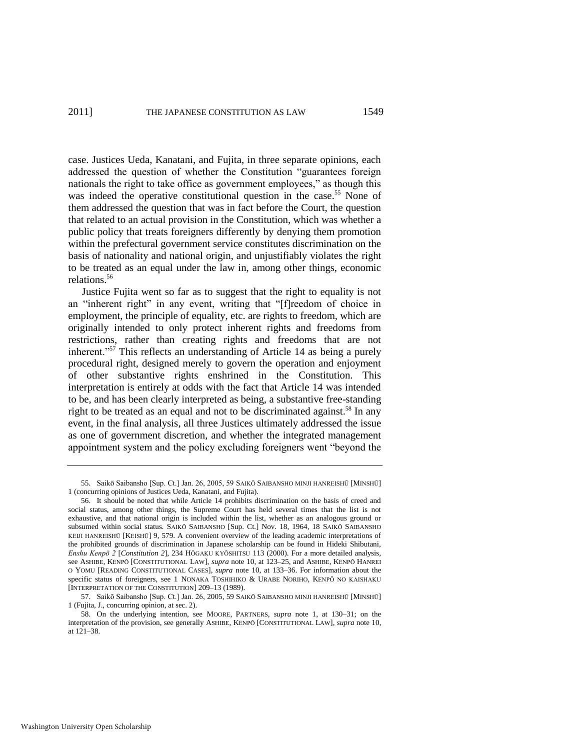case. Justices Ueda, Kanatani, and Fujita, in three separate opinions, each addressed the question of whether the Constitution "guarantees foreign nationals the right to take office as government employees," as though this was indeed the operative constitutional question in the case.[55] None of them addressed the question that was in fact before the Court, the question that related to an actual provision in the Constitution, which was whether a public policy that treats foreigners differently by denying them promotion within the prefectural government service constitutes discrimination on the basis of nationality and national origin, and unjustifiably violates the right to be treated as an equal under the law in, among other things, economic relations.[56]

Justice Fujita went so far as to suggest that the right to equality is not an "inherent right" in any event, writing that "[f]reedom of choice in employment, the principle of equality, etc. are rights to freedom, which are originally intended to only protect inherent rights and freedoms from restrictions, rather than creating rights and freedoms that are not inherent."[57] This reflects an understanding of Article 14 as being a purely procedural right, designed merely to govern the operation and enjoyment of other substantive rights enshrined in the Constitution. This interpretation is entirely at odds with the fact that Article 14 was intended to be, and has been clearly interpreted as being, a substantive free-standing right to be treated as an equal and not to be discriminated against.[58] In any event, in the final analysis, all three Justices ultimately addressed the issue as one of government discretion, and whether the integrated management appointment system and the policy excluding foreigners went "beyond the

---

55. Saikō Saibansho [Sup. Ct.] Jan. 26, 2005, 59 SAIKŌ SAIBANSHO MINJI HANREISHŪ [MINSHŪ] 1 (concurring opinions of Justices Ueda, Kanatani, and Fujita).

56. It should be noted that while Article 14 prohibits discrimination on the basis of creed and social status, among other things, the Supreme Court has held several times that the list is not exhaustive, and that national origin is included within the list, whether as an analogous ground or subsumed within social status. SAIKŌ SAIBANSHO [Sup. Ct.] Nov. 18, 1964, 18 SAIKŌ SAIBANSHO KEIJI HANREISHŪ [KEISHŪ] 9, 579. A convenient overview of the leading academic interpretations of the prohibited grounds of discrimination in Japanese scholarship can be found in Hideki Shibutani, *Enshu Kenpō 2* [*Constitution 2*], 234 HŌGAKU KYŌSHITSU 113 (2000). For a more detailed analysis, see ASHIBE, KENPŌ [CONSTITUTIONAL LAW], *supra* note 10, at 123–25, and ASHIBE, KENPŌ HANREI O YOMU [READING CONSTITUTIONAL CASES], *supra* note 10, at 133–36. For information about the specific status of foreigners, see 1 NONAKA TOSHIHIKO & URABE NORIHO, KENPŌ NO KAISHAKU [INTERPRETATION OF THE CONSTITUTION] 209–13 (1989).

57. Saikō Saibansho [Sup. Ct.] Jan. 26, 2005, 59 SAIKŌ SAIBANSHO MINJI HANREISHŪ [MINSHŪ] 1 (Fujita, J., concurring opinion, at sec. 2).

58. On the underlying intention, see MOORE, PARTNERS, *supra* note 1, at 130–31; on the interpretation of the provision, see generally ASHIBE, KENPŌ [CONSTITUTIONAL LAW], *supra* note 10, at 121–38.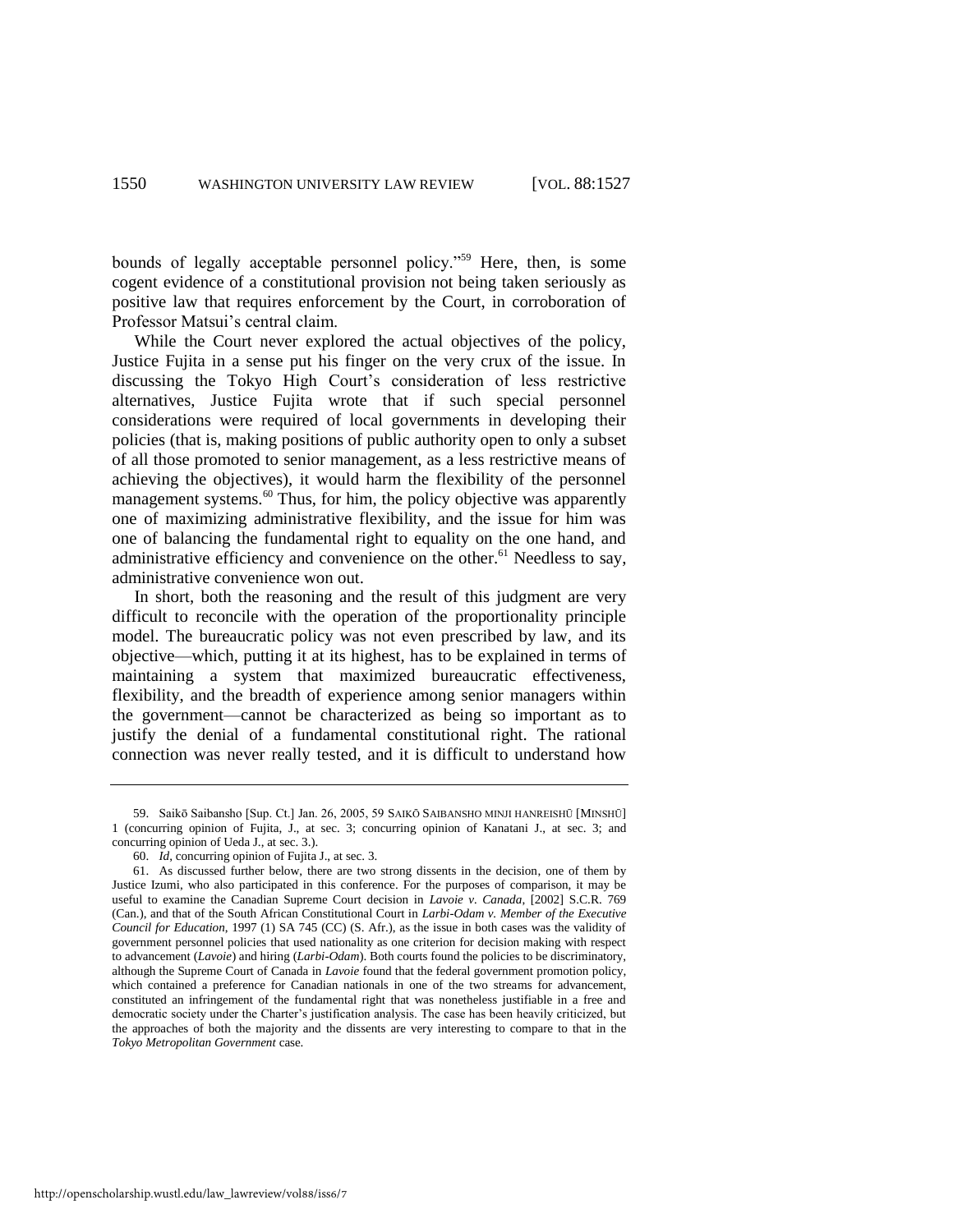bounds of legally acceptable personnel policy."[59] Here, then, is some cogent evidence of a constitutional provision not being taken seriously as positive law that requires enforcement by the Court, in corroboration of Professor Matsui's central claim.

While the Court never explored the actual objectives of the policy, Justice Fujita in a sense put his finger on the very crux of the issue. In discussing the Tokyo High Court's consideration of less restrictive alternatives, Justice Fujita wrote that if such special personnel considerations were required of local governments in developing their policies (that is, making positions of public authority open to only a subset of all those promoted to senior management, as a less restrictive means of achieving the objectives), it would harm the flexibility of the personnel management systems.[60] Thus, for him, the policy objective was apparently one of maximizing administrative flexibility, and the issue for him was one of balancing the fundamental right to equality on the one hand, and administrative efficiency and convenience on the other.[61] Needless to say, administrative convenience won out.

In short, both the reasoning and the result of this judgment are very difficult to reconcile with the operation of the proportionality principle model. The bureaucratic policy was not even prescribed by law, and its objective—which, putting it at its highest, has to be explained in terms of maintaining a system that maximized bureaucratic effectiveness, flexibility, and the breadth of experience among senior managers within the government—cannot be characterized as being so important as to justify the denial of a fundamental constitutional right. The rational connection was never really tested, and it is difficult to understand how

---

59. Saikō Saibansho [Sup. Ct.] Jan. 26, 2005, 59 SAIKŌ SAIBANSHO MINJI HANREISHŪ [MINSHŪ] 1 (concurring opinion of Fujita, J., at sec. 3; concurring opinion of Kanatani J., at sec. 3; and concurring opinion of Ueda J., at sec. 3.).

60. *Id*, concurring opinion of Fujita J., at sec. 3.

61. As discussed further below, there are two strong dissents in the decision, one of them by Justice Izumi, who also participated in this conference. For the purposes of comparison, it may be useful to examine the Canadian Supreme Court decision in *Lavoie v. Canada*, [2002] S.C.R. 769 (Can.), and that of the South African Constitutional Court in *Larbi-Odam v. Member of the Executive Council for Education*, 1997 (1) SA 745 (CC) (S. Afr.), as the issue in both cases was the validity of government personnel policies that used nationality as one criterion for decision making with respect to advancement (*Lavoie*) and hiring (*Larbi-Odam*). Both courts found the policies to be discriminatory, although the Supreme Court of Canada in *Lavoie* found that the federal government promotion policy, which contained a preference for Canadian nationals in one of the two streams for advancement, constituted an infringement of the fundamental right that was nonetheless justifiable in a free and democratic society under the Charter's justification analysis. The case has been heavily criticized, but the approaches of both the majority and the dissents are very interesting to compare to that in the *Tokyo Metropolitan Government* case.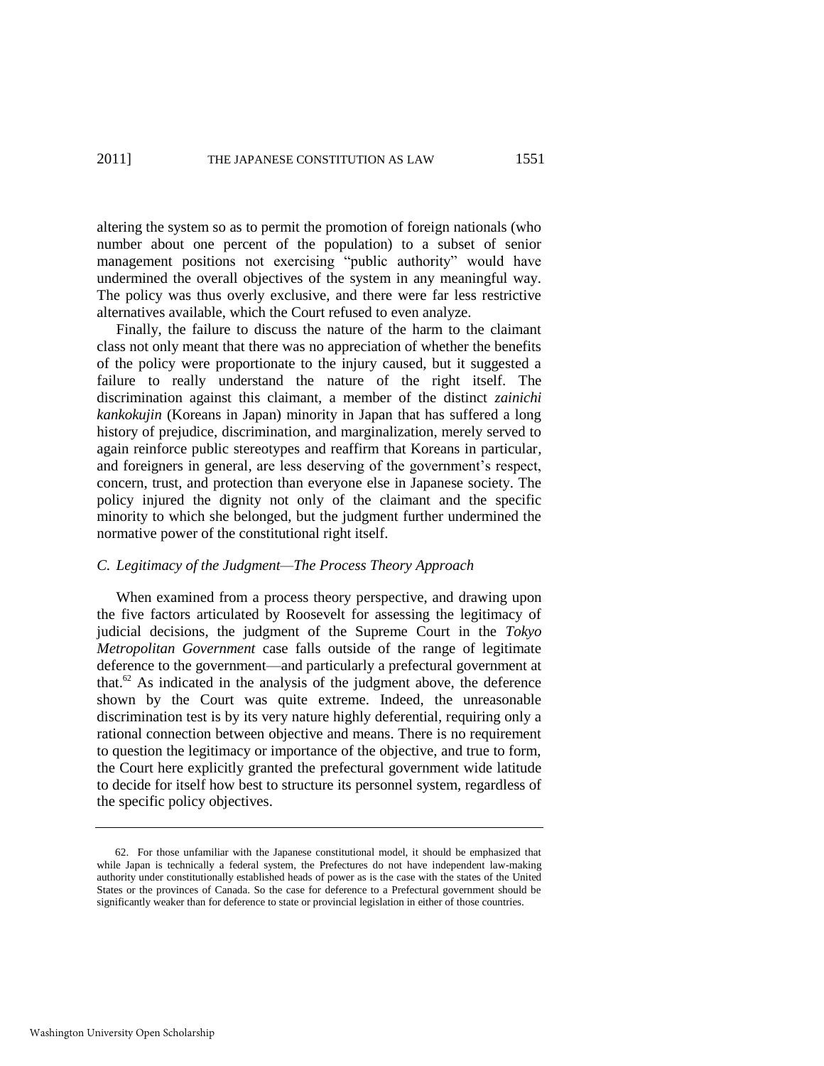altering the system so as to permit the promotion of foreign nationals (who number about one percent of the population) to a subset of senior management positions not exercising "public authority" would have undermined the overall objectives of the system in any meaningful way. The policy was thus overly exclusive, and there were far less restrictive alternatives available, which the Court refused to even analyze.

Finally, the failure to discuss the nature of the harm to the claimant class not only meant that there was no appreciation of whether the benefits of the policy were proportionate to the injury caused, but it suggested a failure to really understand the nature of the right itself. The discrimination against this claimant, a member of the distinct *zainichi kankokujin* (Koreans in Japan) minority in Japan that has suffered a long history of prejudice, discrimination, and marginalization, merely served to again reinforce public stereotypes and reaffirm that Koreans in particular, and foreigners in general, are less deserving of the government's respect, concern, trust, and protection than everyone else in Japanese society. The policy injured the dignity not only of the claimant and the specific minority to which she belonged, but the judgment further undermined the normative power of the constitutional right itself.

### *C. Legitimacy of the Judgment—The Process Theory Approach*

When examined from a process theory perspective, and drawing upon the five factors articulated by Roosevelt for assessing the legitimacy of judicial decisions, the judgment of the Supreme Court in the *Tokyo Metropolitan Government* case falls outside of the range of legitimate deference to the government—and particularly a prefectural government at that.[62] As indicated in the analysis of the judgment above, the deference shown by the Court was quite extreme. Indeed, the unreasonable discrimination test is by its very nature highly deferential, requiring only a rational connection between objective and means. There is no requirement to question the legitimacy or importance of the objective, and true to form, the Court here explicitly granted the prefectural government wide latitude to decide for itself how best to structure its personnel system, regardless of the specific policy objectives.

---

62. For those unfamiliar with the Japanese constitutional model, it should be emphasized that while Japan is technically a federal system, the Prefectures do not have independent law-making authority under constitutionally established heads of power as is the case with the states of the United States or the provinces of Canada. So the case for deference to a Prefectural government should be significantly weaker than for deference to state or provincial legislation in either of those countries.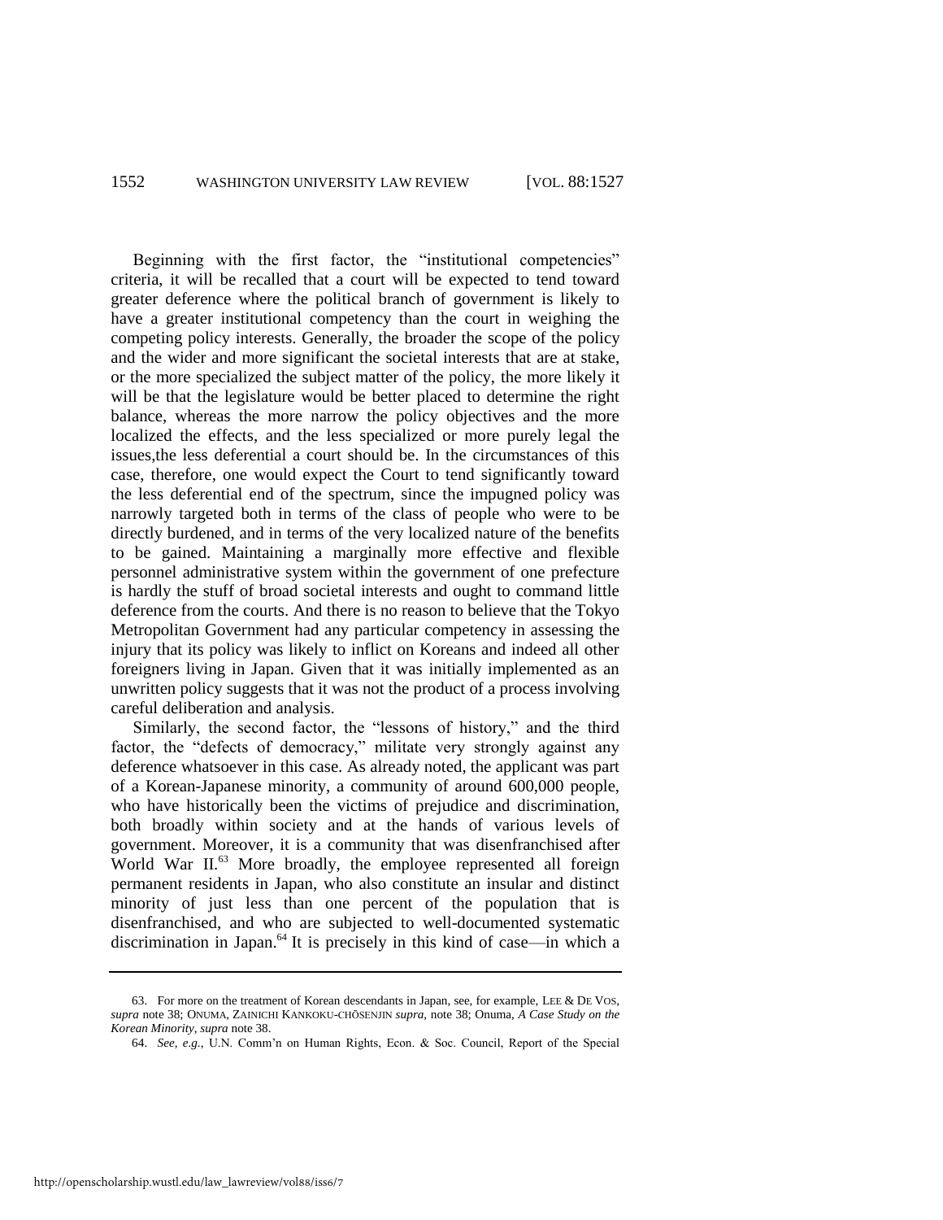Beginning with the first factor, the "institutional competencies" criteria, it will be recalled that a court will be expected to tend toward greater deference where the political branch of government is likely to have a greater institutional competency than the court in weighing the competing policy interests. Generally, the broader the scope of the policy and the wider and more significant the societal interests that are at stake, or the more specialized the subject matter of the policy, the more likely it will be that the legislature would be better placed to determine the right balance, whereas the more narrow the policy objectives and the more localized the effects, and the less specialized or more purely legal the issues,the less deferential a court should be. In the circumstances of this case, therefore, one would expect the Court to tend significantly toward the less deferential end of the spectrum, since the impugned policy was narrowly targeted both in terms of the class of people who were to be directly burdened, and in terms of the very localized nature of the benefits to be gained. Maintaining a marginally more effective and flexible personnel administrative system within the government of one prefecture is hardly the stuff of broad societal interests and ought to command little deference from the courts. And there is no reason to believe that the Tokyo Metropolitan Government had any particular competency in assessing the injury that its policy was likely to inflict on Koreans and indeed all other foreigners living in Japan. Given that it was initially implemented as an unwritten policy suggests that it was not the product of a process involving careful deliberation and analysis.

Similarly, the second factor, the "lessons of history," and the third factor, the "defects of democracy," militate very strongly against any deference whatsoever in this case. As already noted, the applicant was part of a Korean-Japanese minority, a community of around 600,000 people, who have historically been the victims of prejudice and discrimination, both broadly within society and at the hands of various levels of government. Moreover, it is a community that was disenfranchised after World War II.[63] More broadly, the employee represented all foreign permanent residents in Japan, who also constitute an insular and distinct minority of just less than one percent of the population that is disenfranchised, and who are subjected to well-documented systematic discrimination in Japan.[64] It is precisely in this kind of case—in which a

---

63. For more on the treatment of Korean descendants in Japan, see, for example, LEE & DE VOS, *supra* note 38; ONUMA, ZAINICHI KANKOKU-CHŌSENJIN *supra*, note 38; Onuma, *A Case Study on the Korean Minority*, *supra* note 38.

64. *See, e.g.*, U.N. Comm'n on Human Rights, Econ. & Soc. Council, Report of the Special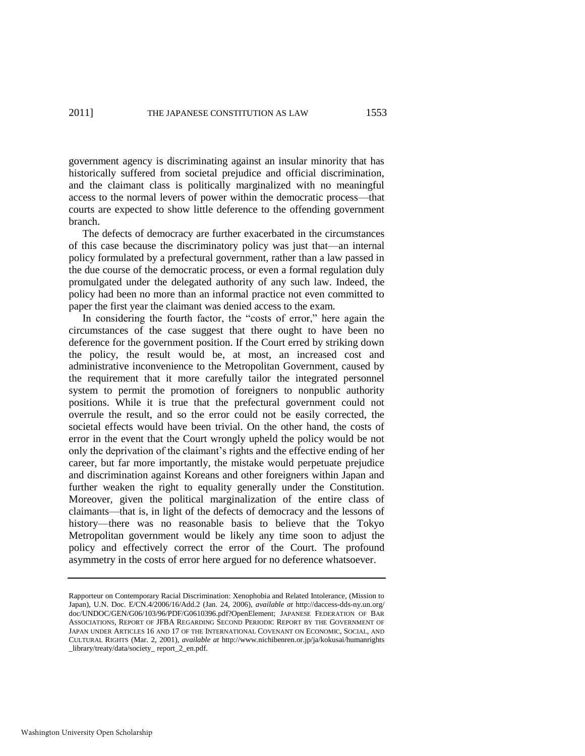government agency is discriminating against an insular minority that has historically suffered from societal prejudice and official discrimination, and the claimant class is politically marginalized with no meaningful access to the normal levers of power within the democratic process—that courts are expected to show little deference to the offending government branch.

The defects of democracy are further exacerbated in the circumstances of this case because the discriminatory policy was just that—an internal policy formulated by a prefectural government, rather than a law passed in the due course of the democratic process, or even a formal regulation duly promulgated under the delegated authority of any such law. Indeed, the policy had been no more than an informal practice not even committed to paper the first year the claimant was denied access to the exam.

In considering the fourth factor, the "costs of error," here again the circumstances of the case suggest that there ought to have been no deference for the government position. If the Court erred by striking down the policy, the result would be, at most, an increased cost and administrative inconvenience to the Metropolitan Government, caused by the requirement that it more carefully tailor the integrated personnel system to permit the promotion of foreigners to nonpublic authority positions. While it is true that the prefectural government could not overrule the result, and so the error could not be easily corrected, the societal effects would have been trivial. On the other hand, the costs of error in the event that the Court wrongly upheld the policy would be not only the deprivation of the claimant's rights and the effective ending of her career, but far more importantly, the mistake would perpetuate prejudice and discrimination against Koreans and other foreigners within Japan and further weaken the right to equality generally under the Constitution. Moreover, given the political marginalization of the entire class of claimants—that is, in light of the defects of democracy and the lessons of history—there was no reasonable basis to believe that the Tokyo Metropolitan government would be likely any time soon to adjust the policy and effectively correct the error of the Court. The profound asymmetry in the costs of error here argued for no deference whatsoever.

---

Rapporteur on Contemporary Racial Discrimination: Xenophobia and Related Intolerance, (Mission to Japan), U.N. Doc. E/CN.4/2006/16/Add.2 (Jan. 24, 2006), *available at* http://daccess-dds-ny.un.org/doc/UNDOC/GEN/G06/103/96/PDF/G0610396.pdf?OpenElement; JAPANESE FEDERATION OF BAR ASSOCIATIONS, REPORT OF JFBA REGARDING SECOND PERIODIC REPORT BY THE GOVERNMENT OF JAPAN UNDER ARTICLES 16 AND 17 OF THE INTERNATIONAL COVENANT ON ECONOMIC, SOCIAL, AND CULTURAL RIGHTS (Mar. 2, 2001), *available at* http://www.nichibenren.or.jp/ja/kokusai/humanrights_library/treaty/data/society_ report_2_en.pdf.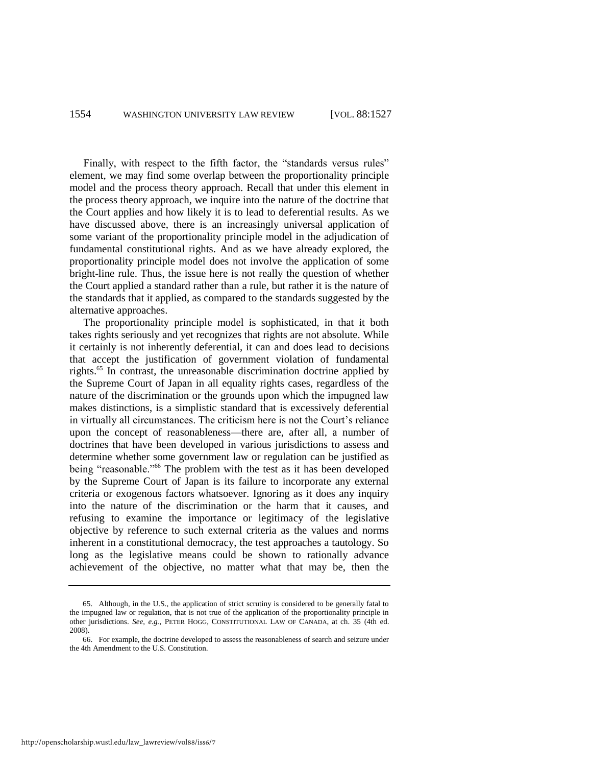Finally, with respect to the fifth factor, the "standards versus rules" element, we may find some overlap between the proportionality principle model and the process theory approach. Recall that under this element in the process theory approach, we inquire into the nature of the doctrine that the Court applies and how likely it is to lead to deferential results. As we have discussed above, there is an increasingly universal application of some variant of the proportionality principle model in the adjudication of fundamental constitutional rights. And as we have already explored, the proportionality principle model does not involve the application of some bright-line rule. Thus, the issue here is not really the question of whether the Court applied a standard rather than a rule, but rather it is the nature of the standards that it applied, as compared to the standards suggested by the alternative approaches.

The proportionality principle model is sophisticated, in that it both takes rights seriously and yet recognizes that rights are not absolute. While it certainly is not inherently deferential, it can and does lead to decisions that accept the justification of government violation of fundamental rights.[65] In contrast, the unreasonable discrimination doctrine applied by the Supreme Court of Japan in all equality rights cases, regardless of the nature of the discrimination or the grounds upon which the impugned law makes distinctions, is a simplistic standard that is excessively deferential in virtually all circumstances. The criticism here is not the Court's reliance upon the concept of reasonableness—there are, after all, a number of doctrines that have been developed in various jurisdictions to assess and determine whether some government law or regulation can be justified as being "reasonable."[66] The problem with the test as it has been developed by the Supreme Court of Japan is its failure to incorporate any external criteria or exogenous factors whatsoever. Ignoring as it does any inquiry into the nature of the discrimination or the harm that it causes, and refusing to examine the importance or legitimacy of the legislative objective by reference to such external criteria as the values and norms inherent in a constitutional democracy, the test approaches a tautology. So long as the legislative means could be shown to rationally advance achievement of the objective, no matter what that may be, then the

---

65. Although, in the U.S., the application of strict scrutiny is considered to be generally fatal to the impugned law or regulation, that is not true of the application of the proportionality principle in other jurisdictions. *See, e.g.*, PETER HOGG, CONSTITUTIONAL LAW OF CANADA, at ch. 35 (4th ed. 2008).

66. For example, the doctrine developed to assess the reasonableness of search and seizure under the 4th Amendment to the U.S. Constitution.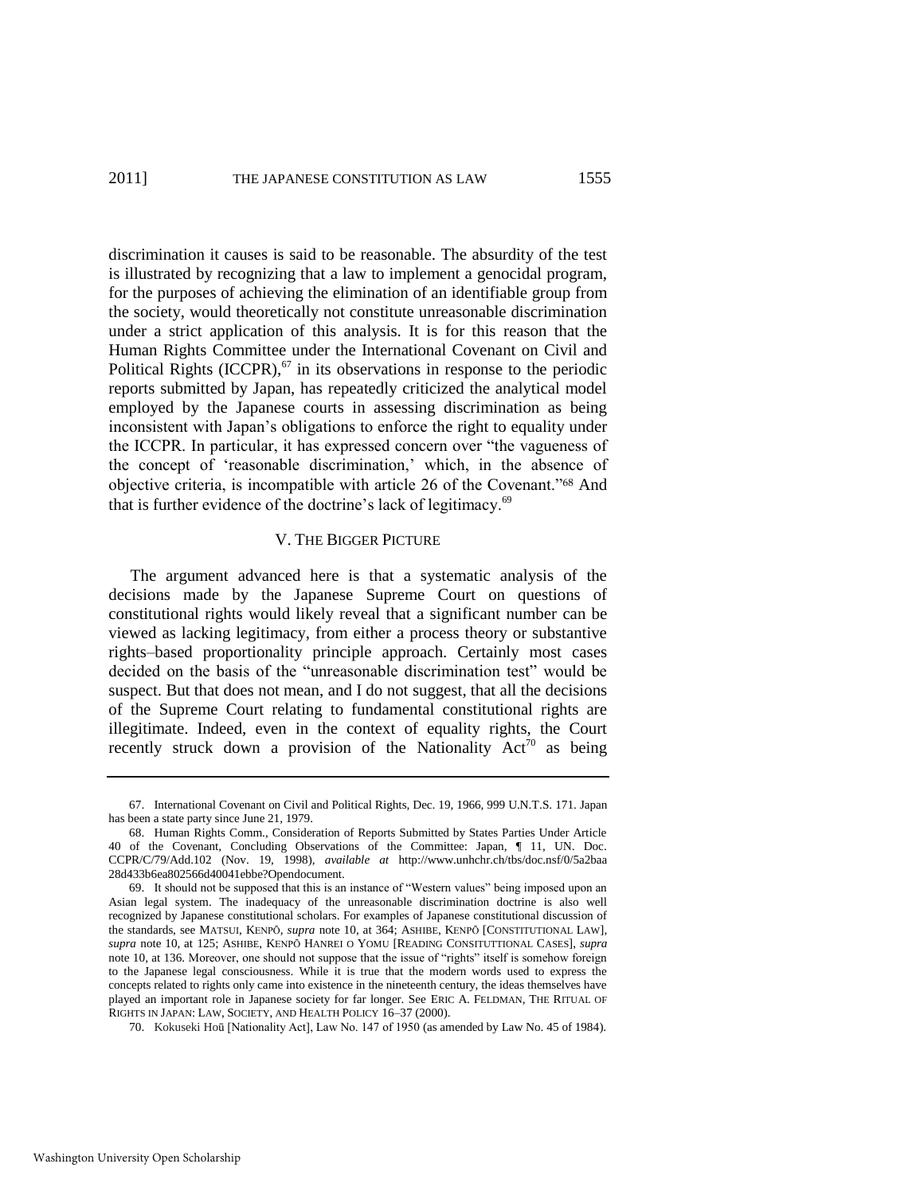discrimination it causes is said to be reasonable. The absurdity of the test is illustrated by recognizing that a law to implement a genocidal program, for the purposes of achieving the elimination of an identifiable group from the society, would theoretically not constitute unreasonable discrimination under a strict application of this analysis. It is for this reason that the Human Rights Committee under the International Covenant on Civil and Political Rights (ICCPR),[67] in its observations in response to the periodic reports submitted by Japan, has repeatedly criticized the analytical model employed by the Japanese courts in assessing discrimination as being inconsistent with Japan's obligations to enforce the right to equality under the ICCPR. In particular, it has expressed concern over "the vagueness of the concept of 'reasonable discrimination,' which, in the absence of objective criteria, is incompatible with article 26 of the Covenant."[68] And that is further evidence of the doctrine's lack of legitimacy.[69]

## V. THE BIGGER PICTURE

The argument advanced here is that a systematic analysis of the decisions made by the Japanese Supreme Court on questions of constitutional rights would likely reveal that a significant number can be viewed as lacking legitimacy, from either a process theory or substantive rights–based proportionality principle approach. Certainly most cases decided on the basis of the "unreasonable discrimination test" would be suspect. But that does not mean, and I do not suggest, that all the decisions of the Supreme Court relating to fundamental constitutional rights are illegitimate. Indeed, even in the context of equality rights, the Court recently struck down a provision of the Nationality Act[70] as being

---

67. International Covenant on Civil and Political Rights, Dec. 19, 1966, 999 U.N.T.S. 171. Japan has been a state party since June 21, 1979.

68. Human Rights Comm., Consideration of Reports Submitted by States Parties Under Article 40 of the Covenant, Concluding Observations of the Committee: Japan, ¶ 11, UN. Doc. CCPR/C/79/Add.102 (Nov. 19, 1998), *available at* http://www.unhchr.ch/tbs/doc.nsf/0/5a2baa28d433b6ea802566d40041ebbe?Opendocument.

69. It should not be supposed that this is an instance of "Western values" being imposed upon an Asian legal system. The inadequacy of the unreasonable discrimination doctrine is also well recognized by Japanese constitutional scholars. For examples of Japanese constitutional discussion of the standards, see MATSUI, KENPŌ, *supra* note 10, at 364; ASHIBE, KENPŌ [CONSTITUTIONAL LAW], *supra* note 10, at 125; ASHIBE, KENPŌ HANREI O YOMU [READING CONSITUTTIONAL CASES], *supra* note 10, at 136. Moreover, one should not suppose that the issue of "rights" itself is somehow foreign to the Japanese legal consciousness. While it is true that the modern words used to express the concepts related to rights only came into existence in the nineteenth century, the ideas themselves have played an important role in Japanese society for far longer. See ERIC A. FELDMAN, THE RITUAL OF RIGHTS IN JAPAN: LAW, SOCIETY, AND HEALTH POLICY 16–37 (2000).

70. Kokuseki Hoū [Nationality Act], Law No. 147 of 1950 (as amended by Law No. 45 of 1984).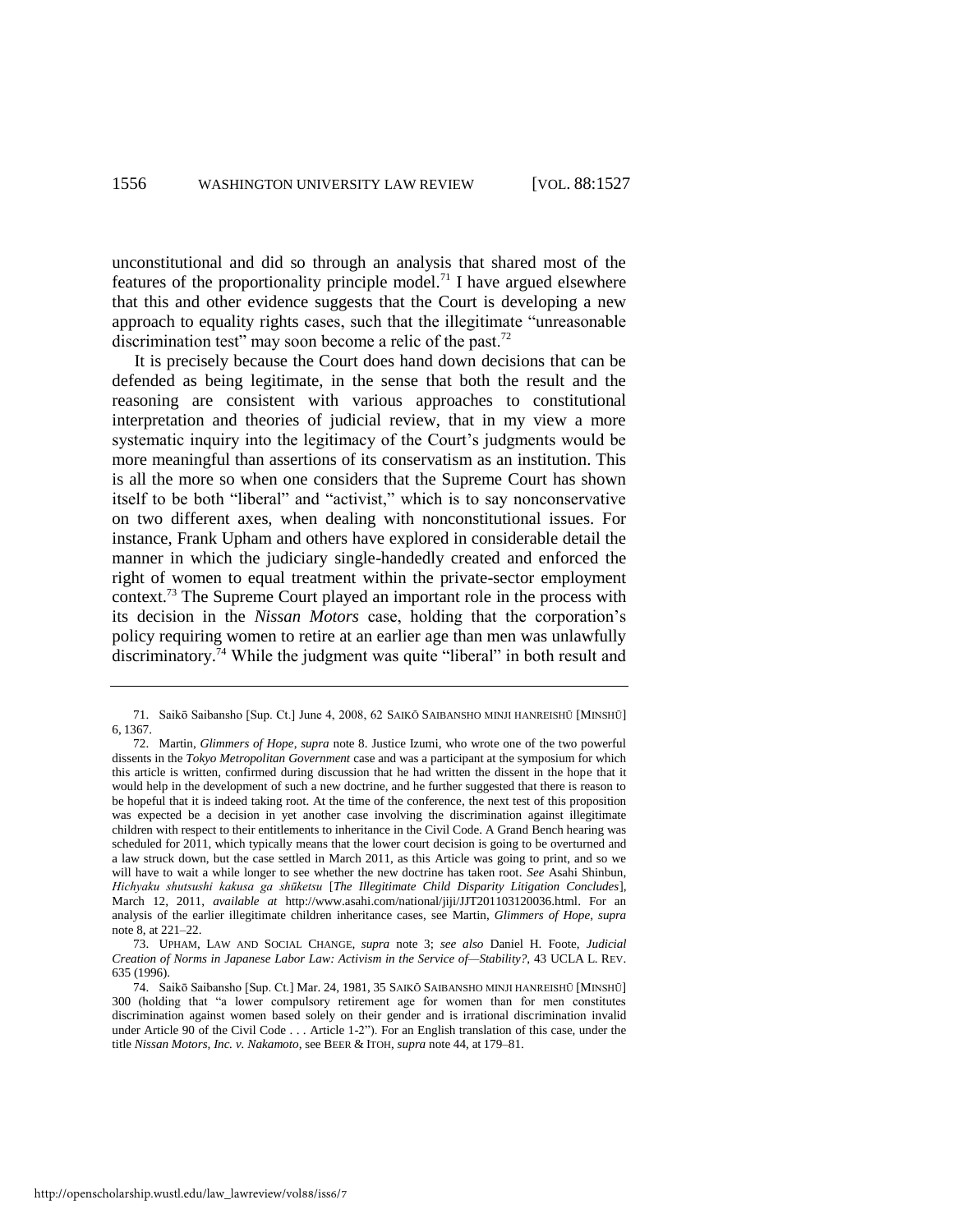unconstitutional and did so through an analysis that shared most of the features of the proportionality principle model.[71] I have argued elsewhere that this and other evidence suggests that the Court is developing a new approach to equality rights cases, such that the illegitimate "unreasonable discrimination test" may soon become a relic of the past.[72]

It is precisely because the Court does hand down decisions that can be defended as being legitimate, in the sense that both the result and the reasoning are consistent with various approaches to constitutional interpretation and theories of judicial review, that in my view a more systematic inquiry into the legitimacy of the Court's judgments would be more meaningful than assertions of its conservatism as an institution. This is all the more so when one considers that the Supreme Court has shown itself to be both "liberal" and "activist," which is to say nonconservative on two different axes, when dealing with nonconstitutional issues. For instance, Frank Upham and others have explored in considerable detail the manner in which the judiciary single-handedly created and enforced the right of women to equal treatment within the private-sector employment context.[73] The Supreme Court played an important role in the process with its decision in the *Nissan Motors* case, holding that the corporation's policy requiring women to retire at an earlier age than men was unlawfully discriminatory.[74] While the judgment was quite "liberal" in both result and

---

71. Saikō Saibansho [Sup. Ct.] June 4, 2008, 62 SAIKŌ SAIBANSHO MINJI HANREISHŪ [MINSHŪ] 6, 1367.

72. Martin, *Glimmers of Hope*, *supra* note 8. Justice Izumi, who wrote one of the two powerful dissents in the *Tokyo Metropolitan Government* case and was a participant at the symposium for which this article is written, confirmed during discussion that he had written the dissent in the hope that it would help in the development of such a new doctrine, and he further suggested that there is reason to be hopeful that it is indeed taking root. At the time of the conference, the next test of this proposition was expected be a decision in yet another case involving the discrimination against illegitimate children with respect to their entitlements to inheritance in the Civil Code. A Grand Bench hearing was scheduled for 2011, which typically means that the lower court decision is going to be overturned and a law struck down, but the case settled in March 2011, as this Article was going to print, and so we will have to wait a while longer to see whether the new doctrine has taken root. *See* Asahi Shinbun, *Hichyaku shutsushi kakusa ga shūketsu* [*The Illegitimate Child Disparity Litigation Concludes*], March 12, 2011, *available at* http://www.asahi.com/national/jiji/JJT201103120036.html. For an analysis of the earlier illegitimate children inheritance cases, see Martin, *Glimmers of Hope*, *supra* note 8, at 221–22.

73. UPHAM, LAW AND SOCIAL CHANGE, *supra* note 3; *see also* Daniel H. Foote, *Judicial Creation of Norms in Japanese Labor Law: Activism in the Service of—Stability?*, 43 UCLA L. REV. 635 (1996).

74. Saikō Saibansho [Sup. Ct.] Mar. 24, 1981, 35 SAIKŌ SAIBANSHO MINJI HANREISHŪ [MINSHŪ] 300 (holding that "a lower compulsory retirement age for women than for men constitutes discrimination against women based solely on their gender and is irrational discrimination invalid under Article 90 of the Civil Code . . . Article 1-2"). For an English translation of this case, under the title *Nissan Motors, Inc. v. Nakamoto*, see BEER & ITOH, *supra* note 44, at 179–81.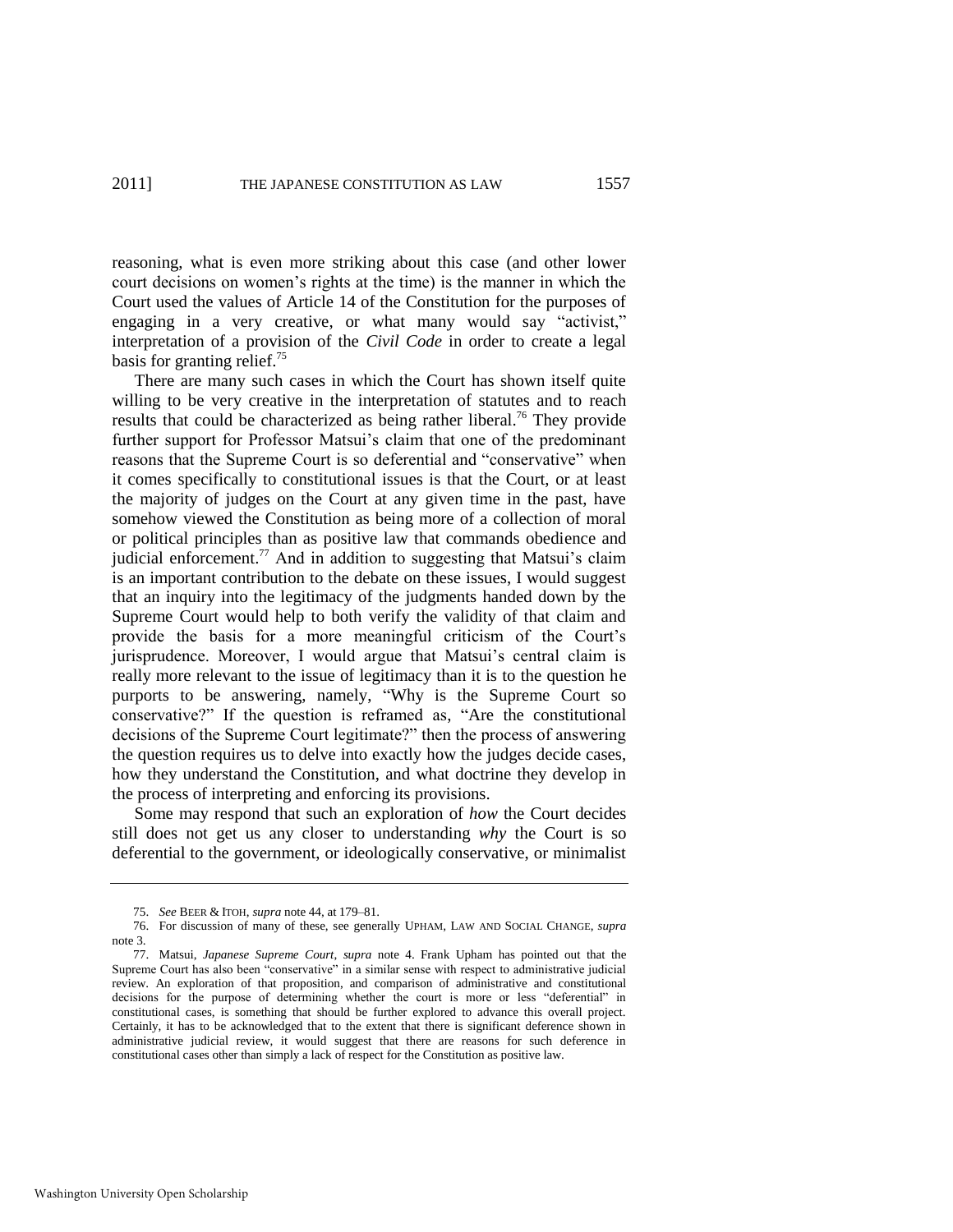reasoning, what is even more striking about this case (and other lower court decisions on women's rights at the time) is the manner in which the Court used the values of Article 14 of the Constitution for the purposes of engaging in a very creative, or what many would say "activist," interpretation of a provision of the *Civil Code* in order to create a legal basis for granting relief.[75]

There are many such cases in which the Court has shown itself quite willing to be very creative in the interpretation of statutes and to reach results that could be characterized as being rather liberal.[76] They provide further support for Professor Matsui's claim that one of the predominant reasons that the Supreme Court is so deferential and "conservative" when it comes specifically to constitutional issues is that the Court, or at least the majority of judges on the Court at any given time in the past, have somehow viewed the Constitution as being more of a collection of moral or political principles than as positive law that commands obedience and judicial enforcement.[77] And in addition to suggesting that Matsui's claim is an important contribution to the debate on these issues, I would suggest that an inquiry into the legitimacy of the judgments handed down by the Supreme Court would help to both verify the validity of that claim and provide the basis for a more meaningful criticism of the Court's jurisprudence. Moreover, I would argue that Matsui's central claim is really more relevant to the issue of legitimacy than it is to the question he purports to be answering, namely, "Why is the Supreme Court so conservative?" If the question is reframed as, "Are the constitutional decisions of the Supreme Court legitimate?" then the process of answering the question requires us to delve into exactly how the judges decide cases, how they understand the Constitution, and what doctrine they develop in the process of interpreting and enforcing its provisions.

Some may respond that such an exploration of *how* the Court decides still does not get us any closer to understanding *why* the Court is so deferential to the government, or ideologically conservative, or minimalist

---

75. *See* BEER & ITOH, *supra* note 44, at 179–81.

76. For discussion of many of these, see generally UPHAM, LAW AND SOCIAL CHANGE, *supra* note 3.

77. Matsui, *Japanese Supreme Court*, *supra* note 4. Frank Upham has pointed out that the Supreme Court has also been "conservative" in a similar sense with respect to administrative judicial review. An exploration of that proposition, and comparison of administrative and constitutional decisions for the purpose of determining whether the court is more or less "deferential" in constitutional cases, is something that should be further explored to advance this overall project. Certainly, it has to be acknowledged that to the extent that there is significant deference shown in administrative judicial review, it would suggest that there are reasons for such deference in constitutional cases other than simply a lack of respect for the Constitution as positive law.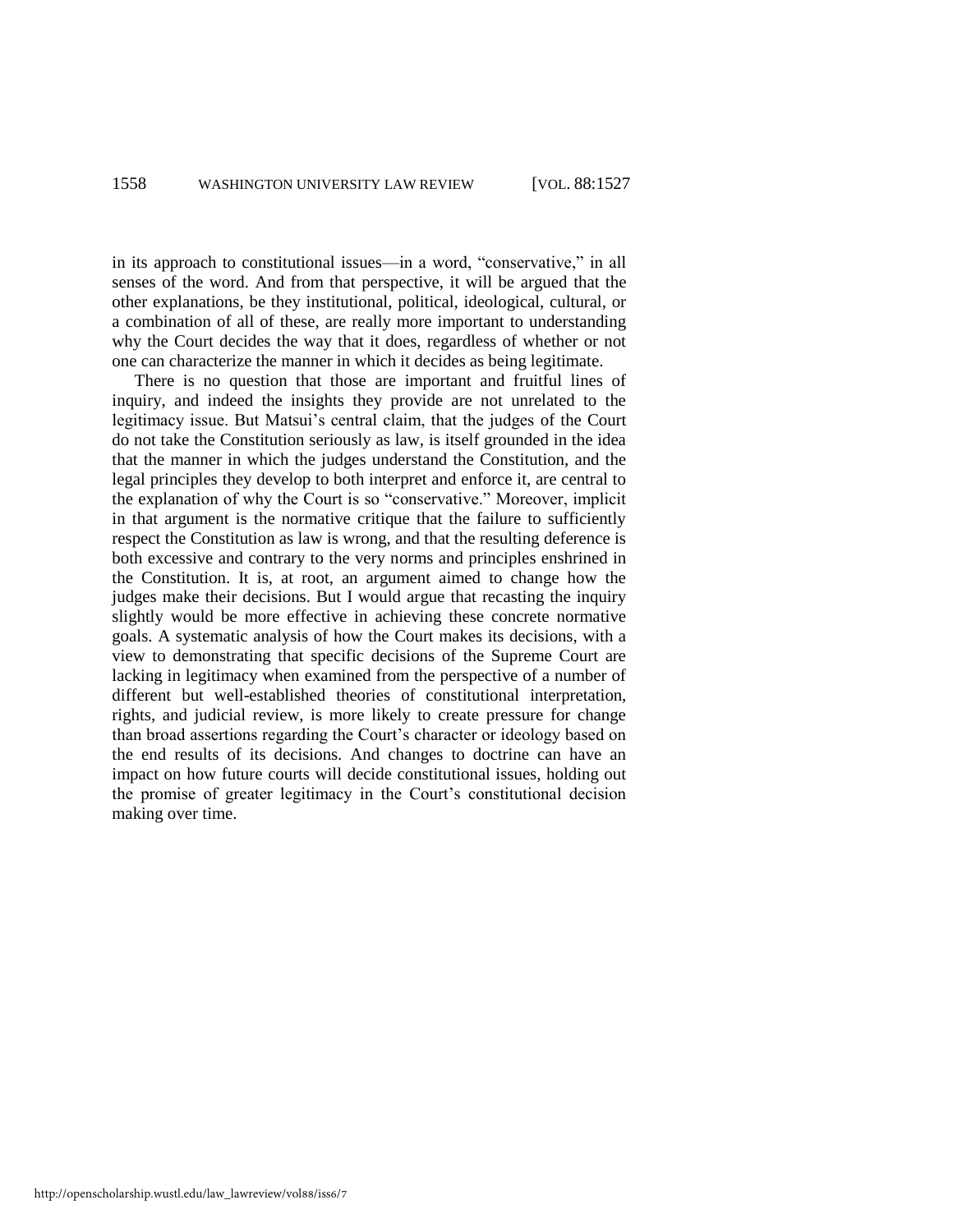in its approach to constitutional issues—in a word, "conservative," in all senses of the word. And from that perspective, it will be argued that the other explanations, be they institutional, political, ideological, cultural, or a combination of all of these, are really more important to understanding why the Court decides the way that it does, regardless of whether or not one can characterize the manner in which it decides as being legitimate.

There is no question that those are important and fruitful lines of inquiry, and indeed the insights they provide are not unrelated to the legitimacy issue. But Matsui's central claim, that the judges of the Court do not take the Constitution seriously as law, is itself grounded in the idea that the manner in which the judges understand the Constitution, and the legal principles they develop to both interpret and enforce it, are central to the explanation of why the Court is so "conservative." Moreover, implicit in that argument is the normative critique that the failure to sufficiently respect the Constitution as law is wrong, and that the resulting deference is both excessive and contrary to the very norms and principles enshrined in the Constitution. It is, at root, an argument aimed to change how the judges make their decisions. But I would argue that recasting the inquiry slightly would be more effective in achieving these concrete normative goals. A systematic analysis of how the Court makes its decisions, with a view to demonstrating that specific decisions of the Supreme Court are lacking in legitimacy when examined from the perspective of a number of different but well-established theories of constitutional interpretation, rights, and judicial review, is more likely to create pressure for change than broad assertions regarding the Court's character or ideology based on the end results of its decisions. And changes to doctrine can have an impact on how future courts will decide constitutional issues, holding out the promise of greater legitimacy in the Court's constitutional decision making over time.